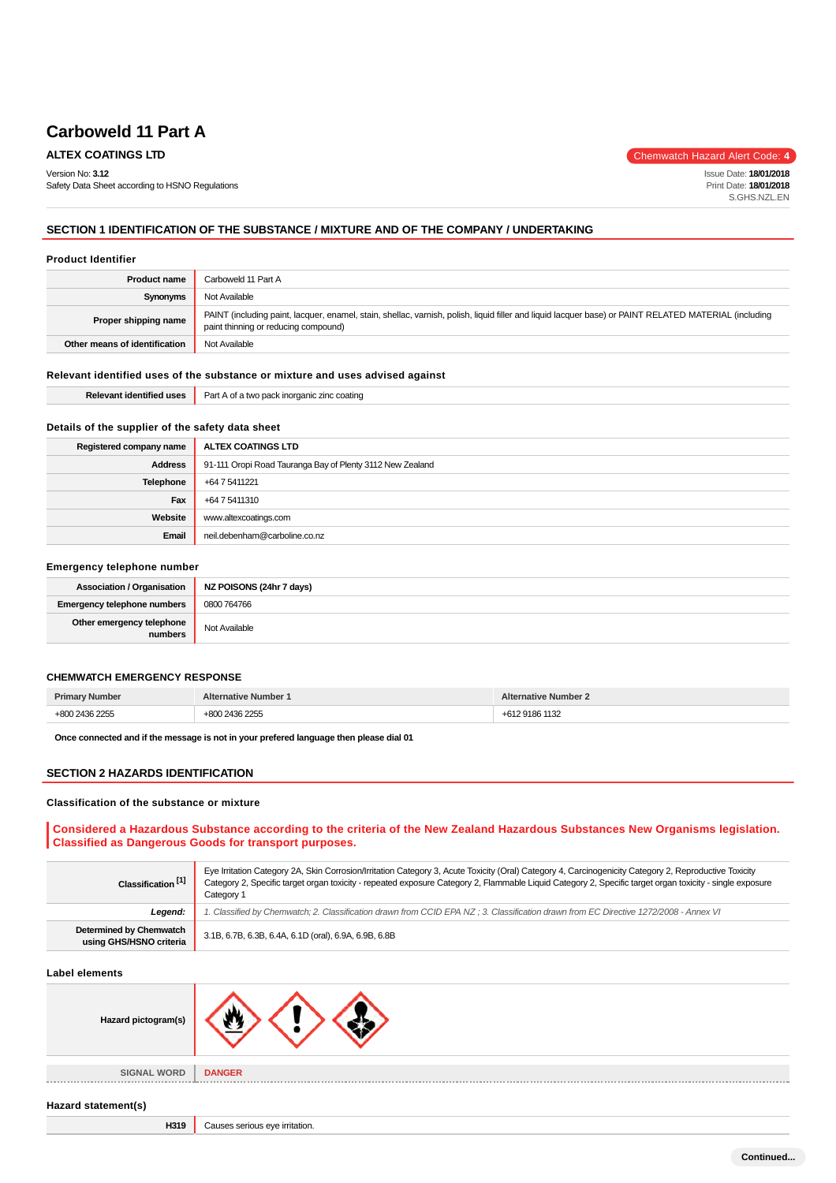# Carboweld 11 Part A

**ALTEX COATINGS LTD**

Chemwatch Hazard Alert Code: **4**

Version No: **3.12**
Safety Data Sheet according to HSNO Regulations

Issue Date: **18/01/2018**
Print Date: **18/01/2018**
S.GHS.NZL.EN

## SECTION 1 IDENTIFICATION OF THE SUBSTANCE / MIXTURE AND OF THE COMPANY / UNDERTAKING

### Product Identifier

| | |
|---|---|
| **Product name** | Carboweld 11 Part A |
| **Synonyms** | Not Available |
| **Proper shipping name** | PAINT (including paint, lacquer, enamel, stain, shellac, varnish, polish, liquid filler and liquid lacquer base) or PAINT RELATED MATERIAL (including paint thinning or reducing compound) |
| **Other means of identification** | Not Available |

### Relevant identified uses of the substance or mixture and uses advised against

| | |
|---|---|
| **Relevant identified uses** | Part A of a two pack inorganic zinc coating |

### Details of the supplier of the safety data sheet

| | |
|---|---|
| **Registered company name** | **ALTEX COATINGS LTD** |
| **Address** | 91-111 Oropi Road Tauranga Bay of Plenty 3112 New Zealand |
| **Telephone** | +64 7 5411221 |
| **Fax** | +64 7 5411310 |
| **Website** | www.altexcoatings.com |
| **Email** | neil.debenham@carboline.co.nz |

### Emergency telephone number

| | |
|---|---|
| **Association / Organisation** | **NZ POISONS (24hr 7 days)** |
| **Emergency telephone numbers** | 0800 764766 |
| **Other emergency telephone numbers** | Not Available |

### CHEMWATCH EMERGENCY RESPONSE

| Primary Number | Alternative Number 1 | Alternative Number 2 |
|---|---|---|
| +800 2436 2255 | +800 2436 2255 | +612 9186 1132 |

**Once connected and if the message is not in your prefered language then please dial 01**

## SECTION 2 HAZARDS IDENTIFICATION

### Classification of the substance or mixture

**Considered a Hazardous Substance according to the criteria of the New Zealand Hazardous Substances New Organisms legislation. Classified as Dangerous Goods for transport purposes.**

| | |
|---|---|
| **Classification [1]** | Eye Irritation Category 2A, Skin Corrosion/Irritation Category 3, Acute Toxicity (Oral) Category 4, Carcinogenicity Category 2, Reproductive Toxicity Category 2, Specific target organ toxicity - repeated exposure Category 2, Flammable Liquid Category 2, Specific target organ toxicity - single exposure Category 1 |
| ***Legend:*** | *1. Classified by Chemwatch; 2. Classification drawn from CCID EPA NZ ; 3. Classification drawn from EC Directive 1272/2008 - Annex VI* |
| **Determined by Chemwatch using GHS/HSNO criteria** | 3.1B, 6.7B, 6.3B, 6.4A, 6.1D (oral), 6.9A, 6.9B, 6.8B |

### Label elements

| | |
|---|---|
| **Hazard pictogram(s)** | |
| **SIGNAL WORD** | **DANGER** |

### Hazard statement(s)

| | |
|---|---|
| **H319** | Causes serious eye irritation. |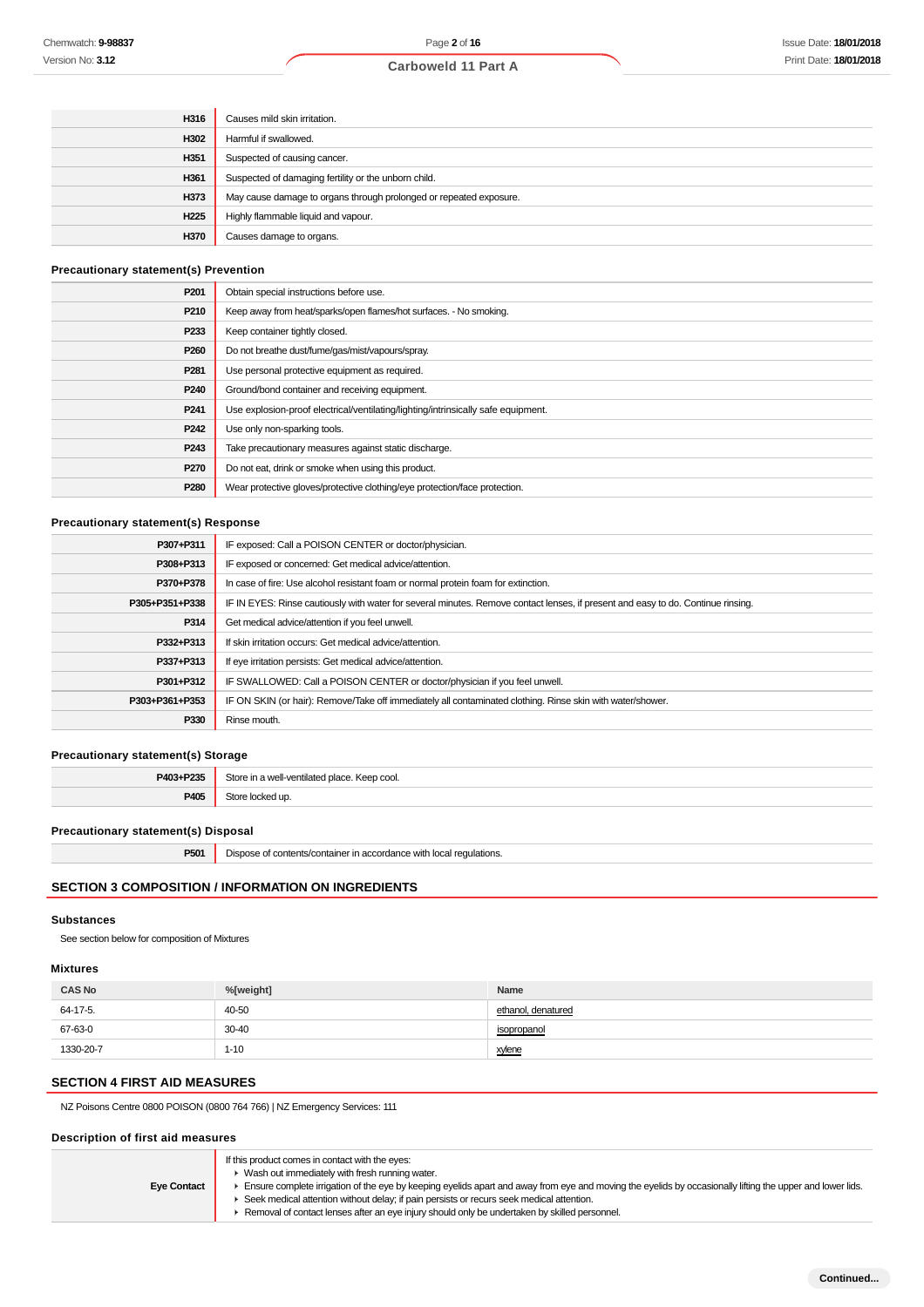| | |
|---|---|
| **H316** | Causes mild skin irritation. |
| **H302** | Harmful if swallowed. |
| **H351** | Suspected of causing cancer. |
| **H361** | Suspected of damaging fertility or the unborn child. |
| **H373** | May cause damage to organs through prolonged or repeated exposure. |
| **H225** | Highly flammable liquid and vapour. |
| **H370** | Causes damage to organs. |

### Precautionary statement(s) Prevention

| | |
|---|---|
| **P201** | Obtain special instructions before use. |
| **P210** | Keep away from heat/sparks/open flames/hot surfaces. - No smoking. |
| **P233** | Keep container tightly closed. |
| **P260** | Do not breathe dust/fume/gas/mist/vapours/spray. |
| **P281** | Use personal protective equipment as required. |
| **P240** | Ground/bond container and receiving equipment. |
| **P241** | Use explosion-proof electrical/ventilating/lighting/intrinsically safe equipment. |
| **P242** | Use only non-sparking tools. |
| **P243** | Take precautionary measures against static discharge. |
| **P270** | Do not eat, drink or smoke when using this product. |
| **P280** | Wear protective gloves/protective clothing/eye protection/face protection. |

### Precautionary statement(s) Response

| | |
|---|---|
| **P307+P311** | IF exposed: Call a POISON CENTER or doctor/physician. |
| **P308+P313** | IF exposed or concerned: Get medical advice/attention. |
| **P370+P378** | In case of fire: Use alcohol resistant foam or normal protein foam for extinction. |
| **P305+P351+P338** | IF IN EYES: Rinse cautiously with water for several minutes. Remove contact lenses, if present and easy to do. Continue rinsing. |
| **P314** | Get medical advice/attention if you feel unwell. |
| **P332+P313** | If skin irritation occurs: Get medical advice/attention. |
| **P337+P313** | If eye irritation persists: Get medical advice/attention. |
| **P301+P312** | IF SWALLOWED: Call a POISON CENTER or doctor/physician if you feel unwell. |
| **P303+P361+P353** | IF ON SKIN (or hair): Remove/Take off immediately all contaminated clothing. Rinse skin with water/shower. |
| **P330** | Rinse mouth. |

### Precautionary statement(s) Storage

| | |
|---|---|
| **P403+P235** | Store in a well-ventilated place. Keep cool. |
| **P405** | Store locked up. |

### Precautionary statement(s) Disposal

| | |
|---|---|
| **P501** | Dispose of contents/container in accordance with local regulations. |

## SECTION 3 COMPOSITION / INFORMATION ON INGREDIENTS

### Substances

See section below for composition of Mixtures

### Mixtures

| CAS No | %[weight] | Name |
|---|---|---|
| 64-17-5. | 40-50 | ethanol, denatured |
| 67-63-0 | 30-40 | isopropanol |
| 1330-20-7 | 1-10 | xylene |

## SECTION 4 FIRST AID MEASURES

NZ Poisons Centre 0800 POISON (0800 764 766) | NZ Emergency Services: 111

### Description of first aid measures

| | |
|---|---|
| **Eye Contact** | If this product comes in contact with the eyes:<br>▸ Wash out immediately with fresh running water.<br>▸ Ensure complete irrigation of the eye by keeping eyelids apart and away from eye and moving the eyelids by occasionally lifting the upper and lower lids.<br>▸ Seek medical attention without delay; if pain persists or recurs seek medical attention.<br>▸ Removal of contact lenses after an eye injury should only be undertaken by skilled personnel. |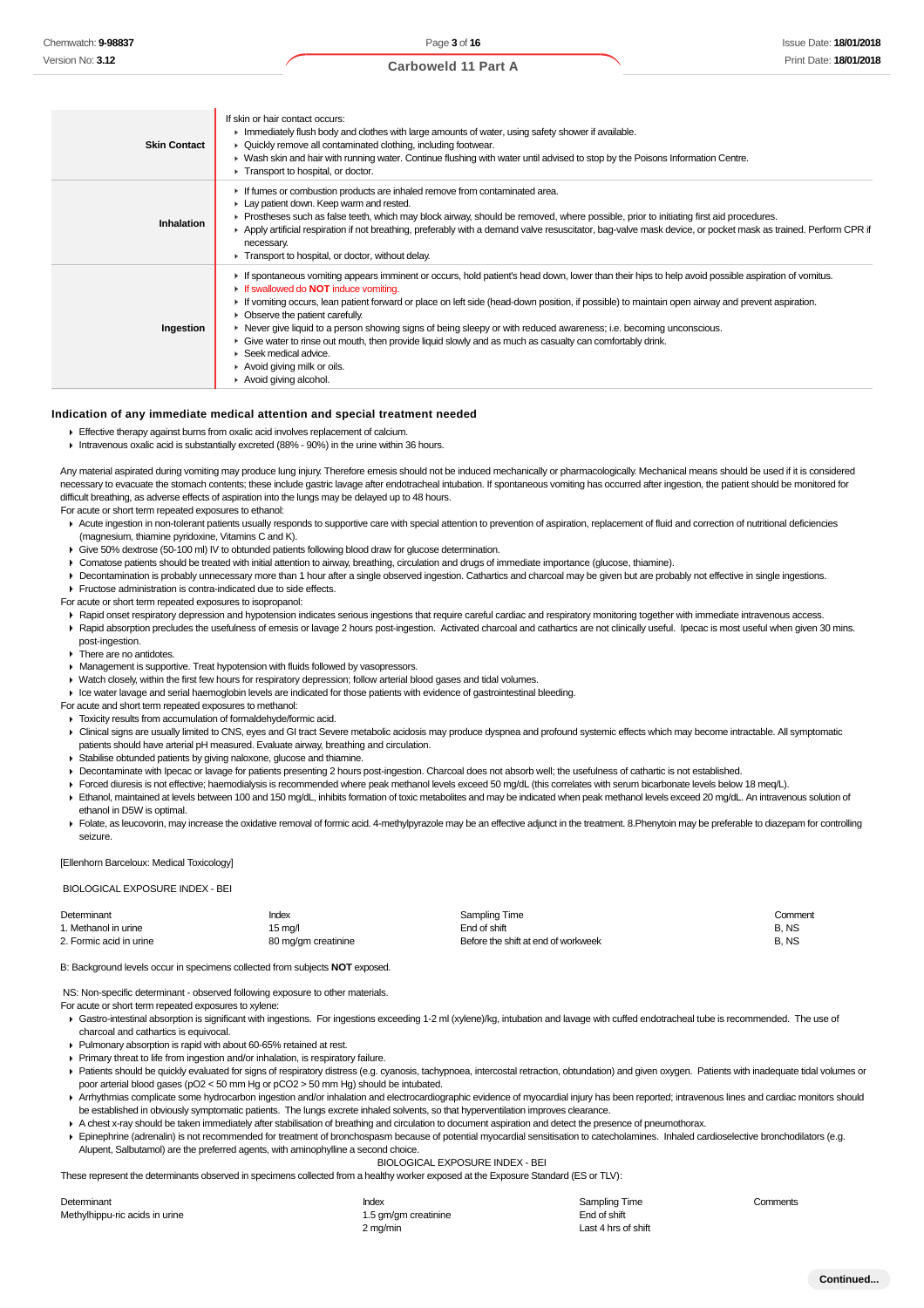| | |
|---|---|
| **Skin Contact** | If skin or hair contact occurs:<br>▸ Immediately flush body and clothes with large amounts of water, using safety shower if available.<br>▸ Quickly remove all contaminated clothing, including footwear.<br>▸ Wash skin and hair with running water. Continue flushing with water until advised to stop by the Poisons Information Centre.<br>▸ Transport to hospital, or doctor. |
| **Inhalation** | ▸ If fumes or combustion products are inhaled remove from contaminated area.<br>▸ Lay patient down. Keep warm and rested.<br>▸ Prostheses such as false teeth, which may block airway, should be removed, where possible, prior to initiating first aid procedures.<br>▸ Apply artificial respiration if not breathing, preferably with a demand valve resuscitator, bag-valve mask device, or pocket mask as trained. Perform CPR if necessary.<br>▸ Transport to hospital, or doctor, without delay. |
| **Ingestion** | ▸ If spontaneous vomiting appears imminent or occurs, hold patient's head down, lower than their hips to help avoid possible aspiration of vomitus.<br>▸ If swallowed do **NOT** induce vomiting.<br>▸ If vomiting occurs, lean patient forward or place on left side (head-down position, if possible) to maintain open airway and prevent aspiration.<br>▸ Observe the patient carefully.<br>▸ Never give liquid to a person showing signs of being sleepy or with reduced awareness; i.e. becoming unconscious.<br>▸ Give water to rinse out mouth, then provide liquid slowly and as much as casualty can comfortably drink.<br>▸ Seek medical advice.<br>▸ Avoid giving milk or oils.<br>▸ Avoid giving alcohol. |

### Indication of any immediate medical attention and special treatment needed

- Effective therapy against burns from oxalic acid involves replacement of calcium.
- Intravenous oxalic acid is substantially excreted (88% - 90%) in the urine within 36 hours.

Any material aspirated during vomiting may produce lung injury. Therefore emesis should not be induced mechanically or pharmacologically. Mechanical means should be used if it is considered necessary to evacuate the stomach contents; these include gastric lavage after endotracheal intubation. If spontaneous vomiting has occurred after ingestion, the patient should be monitored for difficult breathing, as adverse effects of aspiration into the lungs may be delayed up to 48 hours.

For acute or short term repeated exposures to ethanol:

- Acute ingestion in non-tolerant patients usually responds to supportive care with special attention to prevention of aspiration, replacement of fluid and correction of nutritional deficiencies (magnesium, thiamine pyridoxine, Vitamins C and K).
- Give 50% dextrose (50-100 ml) IV to obtunded patients following blood draw for glucose determination.
- Comatose patients should be treated with initial attention to airway, breathing, circulation and drugs of immediate importance (glucose, thiamine).
- Decontamination is probably unnecessary more than 1 hour after a single observed ingestion. Cathartics and charcoal may be given but are probably not effective in single ingestions.
- Fructose administration is contra-indicated due to side effects.

For acute or short term repeated exposures to isopropanol:

- Rapid onset respiratory depression and hypotension indicates serious ingestions that require careful cardiac and respiratory monitoring together with immediate intravenous access.
- Rapid absorption precludes the usefulness of emesis or lavage 2 hours post-ingestion. Activated charcoal and cathartics are not clinically useful. Ipecac is most useful when given 30 mins. post-ingestion.
- There are no antidotes.
- Management is supportive. Treat hypotension with fluids followed by vasopressors.
- Watch closely, within the first few hours for respiratory depression; follow arterial blood gases and tidal volumes.
- Ice water lavage and serial haemoglobin levels are indicated for those patients with evidence of gastrointestinal bleeding.

For acute and short term repeated exposures to methanol:

- Toxicity results from accumulation of formaldehyde/formic acid.
- Clinical signs are usually limited to CNS, eyes and GI tract Severe metabolic acidosis may produce dyspnea and profound systemic effects which may become intractable. All symptomatic patients should have arterial pH measured. Evaluate airway, breathing and circulation.
- Stabilise obtunded patients by giving naloxone, glucose and thiamine.
- Decontaminate with Ipecac or lavage for patients presenting 2 hours post-ingestion. Charcoal does not absorb well; the usefulness of cathartic is not established.
- Forced diuresis is not effective; haemodialysis is recommended where peak methanol levels exceed 50 mg/dL (this correlates with serum bicarbonate levels below 18 meq/L).
- Ethanol, maintained at levels between 100 and 150 mg/dL, inhibits formation of toxic metabolites and may be indicated when peak methanol levels exceed 20 mg/dL. An intravenous solution of ethanol in D5W is optimal.
- Folate, as leucovorin, may increase the oxidative removal of formic acid. 4-methylpyrazole may be an effective adjunct in the treatment. 8.Phenytoin may be preferable to diazepam for controlling seizure.

[Ellenhorn Barceloux: Medical Toxicology]

BIOLOGICAL EXPOSURE INDEX - BEI

| Determinant | Index | Sampling Time | Comment |
|---|---|---|---|
| 1. Methanol in urine | 15 mg/l | End of shift | B, NS |
| 2. Formic acid in urine | 80 mg/gm creatinine | Before the shift at end of workweek | B, NS |

B: Background levels occur in specimens collected from subjects **NOT** exposed.

NS: Non-specific determinant - observed following exposure to other materials.

For acute or short term repeated exposures to xylene:

- Gastro-intestinal absorption is significant with ingestions. For ingestions exceeding 1-2 ml (xylene)/kg, intubation and lavage with cuffed endotracheal tube is recommended. The use of charcoal and cathartics is equivocal.
- Pulmonary absorption is rapid with about 60-65% retained at rest.
- Primary threat to life from ingestion and/or inhalation, is respiratory failure.
- Patients should be quickly evaluated for signs of respiratory distress (e.g. cyanosis, tachypnoea, intercostal retraction, obtundation) and given oxygen. Patients with inadequate tidal volumes or poor arterial blood gases ($pO_2$ < 50 mm Hg or $pCO_2$ > 50 mm Hg) should be intubated.
- Arrhythmias complicate some hydrocarbon ingestion and/or inhalation and electrocardiographic evidence of myocardial injury has been reported; intravenous lines and cardiac monitors should be established in obviously symptomatic patients. The lungs excrete inhaled solvents, so that hyperventilation improves clearance.
- A chest x-ray should be taken immediately after stabilisation of breathing and circulation to document aspiration and detect the presence of pneumothorax.
- Epinephrine (adrenalin) is not recommended for treatment of bronchospasm because of potential myocardial sensitisation to catecholamines. Inhaled cardioselective bronchodilators (e.g. Alupent, Salbutamol) are the preferred agents, with aminophylline a second choice.

BIOLOGICAL EXPOSURE INDEX - BEI

These represent the determinants observed in specimens collected from a healthy worker exposed at the Exposure Standard (ES or TLV):

| Determinant | Index | Sampling Time | Comments |
|---|---|---|---|
| Methylhippu-ric acids in urine | 1.5 gm/gm creatinine | End of shift | |
| | 2 mg/min | Last 4 hrs of shift | |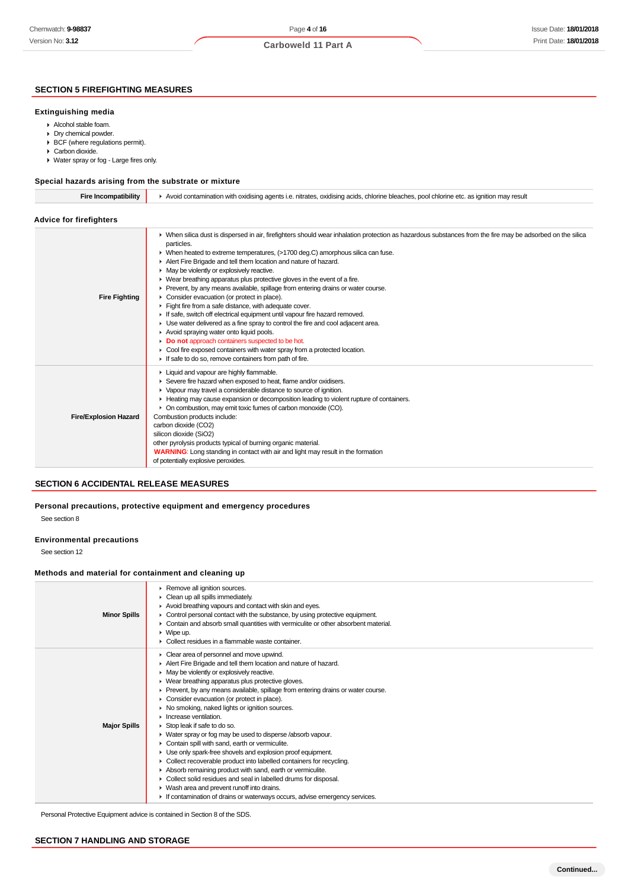## SECTION 5 FIREFIGHTING MEASURES

### Extinguishing media

- Alcohol stable foam.
- Dry chemical powder.
- BCF (where regulations permit).
- Carbon dioxide.
- Water spray or fog - Large fires only.

### Special hazards arising from the substrate or mixture

| | |
|---|---|
| **Fire Incompatibility** | Avoid contamination with oxidising agents i.e. nitrates, oxidising acids, chlorine bleaches, pool chlorine etc. as ignition may result |

### Advice for firefighters

| | |
|---|---|
| **Fire Fighting** | • When silica dust is dispersed in air, firefighters should wear inhalation protection as hazardous substances from the fire may be adsorbed on the silica particles.<br>• When heated to extreme temperatures, (>1700 deg.C) amorphous silica can fuse.<br>• Alert Fire Brigade and tell them location and nature of hazard.<br>• May be violently or explosively reactive.<br>• Wear breathing apparatus plus protective gloves in the event of a fire.<br>• Prevent, by any means available, spillage from entering drains or water course.<br>• Consider evacuation (or protect in place).<br>• Fight fire from a safe distance, with adequate cover.<br>• If safe, switch off electrical equipment until vapour fire hazard removed.<br>• Use water delivered as a fine spray to control the fire and cool adjacent area.<br>• Avoid spraying water onto liquid pools.<br>• **Do not** approach containers suspected to be hot.<br>• Cool fire exposed containers with water spray from a protected location.<br>• If safe to do so, remove containers from path of fire. |
| **Fire/Explosion Hazard** | • Liquid and vapour are highly flammable.<br>• Severe fire hazard when exposed to heat, flame and/or oxidisers.<br>• Vapour may travel a considerable distance to source of ignition.<br>• Heating may cause expansion or decomposition leading to violent rupture of containers.<br>• On combustion, may emit toxic fumes of carbon monoxide (CO).<br>Combustion products include:<br>carbon dioxide ($CO_2$)<br>silicon dioxide ($SiO_2$)<br>other pyrolysis products typical of burning organic material.<br>**WARNING**: Long standing in contact with air and light may result in the formation of potentially explosive peroxides. |

## SECTION 6 ACCIDENTAL RELEASE MEASURES

### Personal precautions, protective equipment and emergency procedures

See section 8

### Environmental precautions

See section 12

### Methods and material for containment and cleaning up

| | |
|---|---|
| **Minor Spills** | • Remove all ignition sources.<br>• Clean up all spills immediately.<br>• Avoid breathing vapours and contact with skin and eyes.<br>• Control personal contact with the substance, by using protective equipment.<br>• Contain and absorb small quantities with vermiculite or other absorbent material.<br>• Wipe up.<br>• Collect residues in a flammable waste container. |
| **Major Spills** | • Clear area of personnel and move upwind.<br>• Alert Fire Brigade and tell them location and nature of hazard.<br>• May be violently or explosively reactive.<br>• Wear breathing apparatus plus protective gloves.<br>• Prevent, by any means available, spillage from entering drains or water course.<br>• Consider evacuation (or protect in place).<br>• No smoking, naked lights or ignition sources.<br>• Increase ventilation.<br>• Stop leak if safe to do so.<br>• Water spray or fog may be used to disperse /absorb vapour.<br>• Contain spill with sand, earth or vermiculite.<br>• Use only spark-free shovels and explosion proof equipment.<br>• Collect recoverable product into labelled containers for recycling.<br>• Absorb remaining product with sand, earth or vermiculite.<br>• Collect solid residues and seal in labelled drums for disposal.<br>• Wash area and prevent runoff into drains.<br>• If contamination of drains or waterways occurs, advise emergency services. |

Personal Protective Equipment advice is contained in Section 8 of the SDS.

## SECTION 7 HANDLING AND STORAGE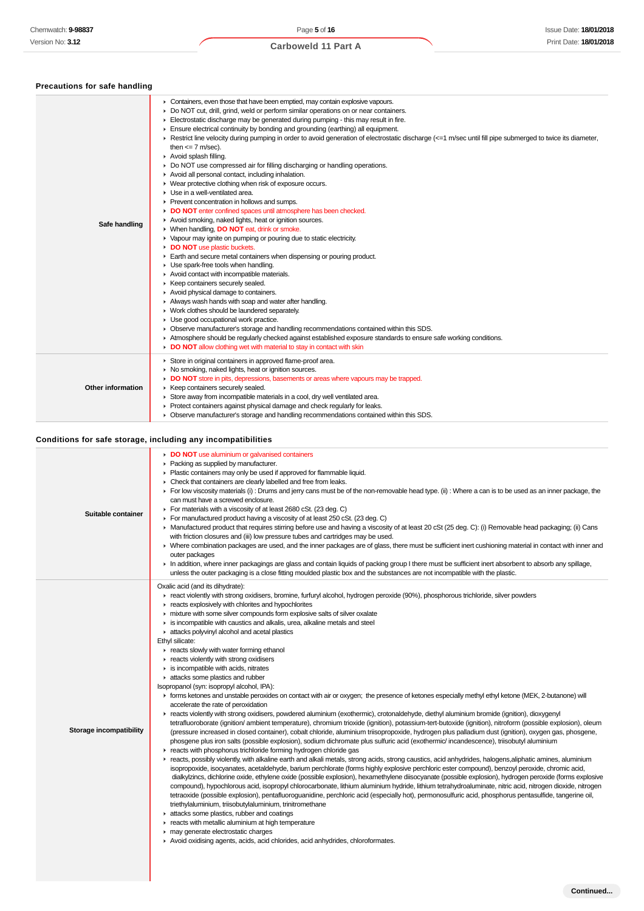### Precautions for safe handling

| | |
|---|---|
| **Safe handling** | ▸ Containers, even those that have been emptied, may contain explosive vapours.<br>▸ Do NOT cut, drill, grind, weld or perform similar operations on or near containers.<br>▸ Electrostatic discharge may be generated during pumping - this may result in fire.<br>▸ Ensure electrical continuity by bonding and grounding (earthing) all equipment.<br>▸ Restrict line velocity during pumping in order to avoid generation of electrostatic discharge (<=1 m/sec until fill pipe submerged to twice its diameter, then <= 7 m/sec).<br>▸ Avoid splash filling.<br>▸ Do NOT use compressed air for filling discharging or handling operations.<br>▸ Avoid all personal contact, including inhalation.<br>▸ Wear protective clothing when risk of exposure occurs.<br>▸ Use in a well-ventilated area.<br>▸ Prevent concentration in hollows and sumps.<br>▸ **DO NOT** enter confined spaces until atmosphere has been checked.<br>▸ Avoid smoking, naked lights, heat or ignition sources.<br>▸ When handling, **DO NOT** eat, drink or smoke.<br>▸ Vapour may ignite on pumping or pouring due to static electricity.<br>▸ **DO NOT** use plastic buckets.<br>▸ Earth and secure metal containers when dispensing or pouring product.<br>▸ Use spark-free tools when handling.<br>▸ Avoid contact with incompatible materials.<br>▸ Keep containers securely sealed.<br>▸ Avoid physical damage to containers.<br>▸ Always wash hands with soap and water after handling.<br>▸ Work clothes should be laundered separately.<br>▸ Use good occupational work practice.<br>▸ Observe manufacturer's storage and handling recommendations contained within this SDS.<br>▸ Atmosphere should be regularly checked against established exposure standards to ensure safe working conditions.<br>▸ **DO NOT** allow clothing wet with material to stay in contact with skin |
| **Other information** | ▸ Store in original containers in approved flame-proof area.<br>▸ No smoking, naked lights, heat or ignition sources.<br>▸ **DO NOT** store in pits, depressions, basements or areas where vapours may be trapped.<br>▸ Keep containers securely sealed.<br>▸ Store away from incompatible materials in a cool, dry well ventilated area.<br>▸ Protect containers against physical damage and check regularly for leaks.<br>▸ Observe manufacturer's storage and handling recommendations contained within this SDS. |

### Conditions for safe storage, including any incompatibilities

| | |
|---|---|
| **Suitable container** | ▸ **DO NOT** use aluminium or galvanised containers<br>▸ Packing as supplied by manufacturer.<br>▸ Plastic containers may only be used if approved for flammable liquid.<br>▸ Check that containers are clearly labelled and free from leaks.<br>▸ For low viscosity materials (i) : Drums and jerry cans must be of the non-removable head type. (ii) : Where a can is to be used as an inner package, the can must have a screwed enclosure.<br>▸ For materials with a viscosity of at least 2680 cSt. (23 deg. C)<br>▸ For manufactured product having a viscosity of at least 250 cSt. (23 deg. C)<br>▸ Manufactured product that requires stirring before use and having a viscosity of at least 20 cSt (25 deg. C): (i) Removable head packaging; (ii) Cans with friction closures and (iii) low pressure tubes and cartridges may be used.<br>▸ Where combination packages are used, and the inner packages are of glass, there must be sufficient inert cushioning material in contact with inner and outer packages<br>▸ In addition, where inner packagings are glass and contain liquids of packing group I there must be sufficient inert absorbent to absorb any spillage, unless the outer packaging is a close fitting moulded plastic box and the substances are not incompatible with the plastic. |
| **Storage incompatibility** | Oxalic acid (and its dihydrate):<br>▸ react violently with strong oxidisers, bromine, furfuryl alcohol, hydrogen peroxide (90%), phosphorous trichloride, silver powders<br>▸ reacts explosively with chlorites and hypochlorites<br>▸ mixture with some silver compounds form explosive salts of silver oxalate<br>▸ is incompatible with caustics and alkalis, urea, alkaline metals and steel<br>▸ attacks polyvinyl alcohol and acetal plastics<br>Ethyl silicate:<br>▸ reacts slowly with water forming ethanol<br>▸ reacts violently with strong oxidisers<br>▸ is incompatible with acids, nitrates<br>▸ attacks some plastics and rubber<br>Isopropanol (syn: isopropyl alcohol, IPA):<br>▸ forms ketones and unstable peroxides on contact with air or oxygen; the presence of ketones especially methyl ethyl ketone (MEK, 2-butanone) will accelerate the rate of peroxidation<br>▸ reacts violently with strong oxidisers, powdered aluminium (exothermic), crotonaldehyde, diethyl aluminium bromide (ignition), dioxygenyl tetrafluoroborate (ignition/ ambient temperature), chromium trioxide (ignition), potassium-tert-butoxide (ignition), nitroform (possible explosion), oleum (pressure increased in closed container), cobalt chloride, aluminium triisopropoxide, hydrogen plus palladium dust (ignition), oxygen gas, phosgene, phosgene plus iron salts (possible explosion), sodium dichromate plus sulfuric acid (exothermic/ incandescence), triisobutyl aluminium<br>▸ reacts with phosphorus trichloride forming hydrogen chloride gas<br>▸ reacts, possibly violently, with alkaline earth and alkali metals, strong acids, strong caustics, acid anhydrides, halogens,aliphatic amines, aluminium isopropoxide, isocyanates, acetaldehyde, barium perchlorate (forms highly explosive perchloric ester compound), benzoyl peroxide, chromic acid, dialkylzincs, dichlorine oxide, ethylene oxide (possible explosion), hexamethylene diisocyanate (possible explosion), hydrogen peroxide (forms explosive compound), hypochlorous acid, isopropyl chlorocarbonate, lithium aluminium hydride, lithium tetrahydroaluminate, nitric acid, nitrogen dioxide, nitrogen tetraoxide (possible explosion), pentafluoroguanidine, perchloric acid (especially hot), permonosulfuric acid, phosphorus pentasulfide, tangerine oil, triethylaluminium, triisobutylaluminium, trinitromethane<br>▸ attacks some plastics, rubber and coatings<br>▸ reacts with metallic aluminium at high temperature<br>▸ may generate electrostatic charges<br>▸ Avoid oxidising agents, acids, acid chlorides, acid anhydrides, chloroformates. |

Continued...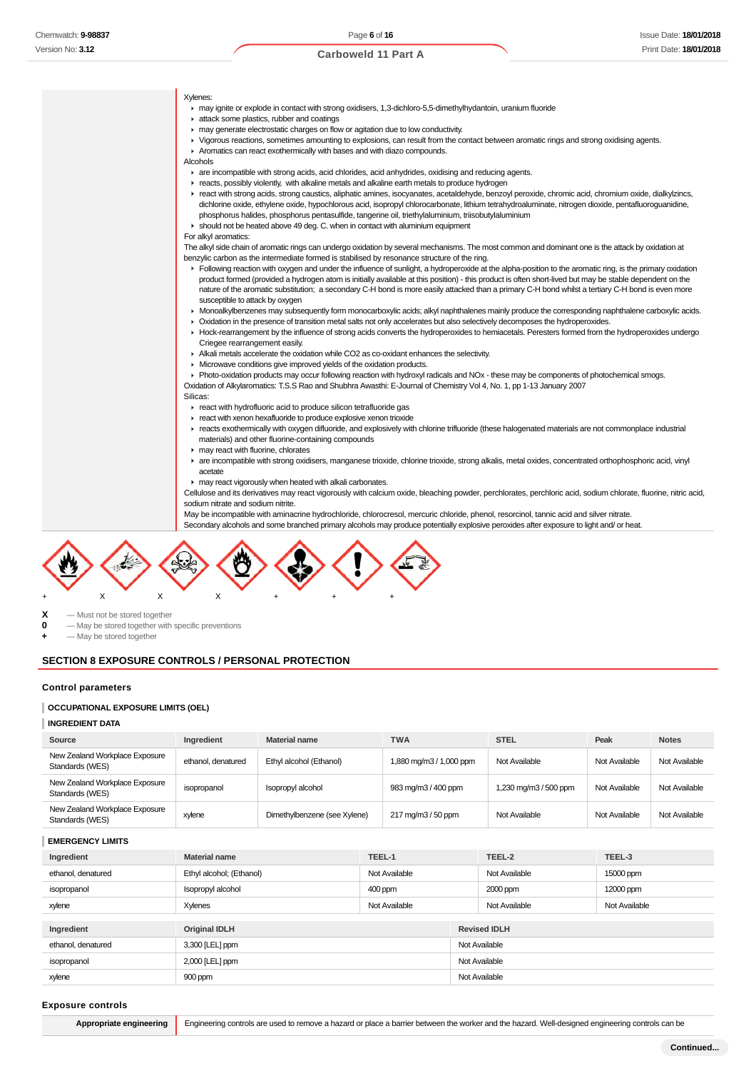Xylenes:

- may ignite or explode in contact with strong oxidisers, 1,3-dichloro-5,5-dimethylhydantoin, uranium fluoride
- attack some plastics, rubber and coatings
- may generate electrostatic charges on flow or agitation due to low conductivity.
- Vigorous reactions, sometimes amounting to explosions, can result from the contact between aromatic rings and strong oxidising agents.
- Aromatics can react exothermically with bases and with diazo compounds.

Alcohols

- are incompatible with strong acids, acid chlorides, acid anhydrides, oxidising and reducing agents.
- reacts, possibly violently, with alkaline metals and alkaline earth metals to produce hydrogen
- react with strong acids, strong caustics, aliphatic amines, isocyanates, acetaldehyde, benzoyl peroxide, chromic acid, chromium oxide, dialkylzincs, dichlorine oxide, ethylene oxide, hypochlorous acid, isopropyl chlorocarbonate, lithium tetrahydroaluminate, nitrogen dioxide, pentafluoroguanidine, phosphorus halides, phosphorus pentasulfide, tangerine oil, triethylaluminium, triisobutylaluminium
- should not be heated above 49 deg. C. when in contact with aluminium equipment

For alkyl aromatics:

The alkyl side chain of aromatic rings can undergo oxidation by several mechanisms. The most common and dominant one is the attack by oxidation at benzylic carbon as the intermediate formed is stabilised by resonance structure of the ring.

- Following reaction with oxygen and under the influence of sunlight, a hydroperoxide at the alpha-position to the aromatic ring, is the primary oxidation product formed (provided a hydrogen atom is initially available at this position) - this product is often short-lived but may be stable dependent on the nature of the aromatic substitution; a secondary C-H bond is more easily attacked than a primary C-H bond whilst a tertiary C-H bond is even more susceptible to attack by oxygen
- Monoalkylbenzenes may subsequently form monocarboxylic acids; alkyl naphthalenes mainly produce the corresponding naphthalene carboxylic acids.
- Oxidation in the presence of transition metal salts not only accelerates but also selectively decomposes the hydroperoxides.
- Hock-rearrangement by the influence of strong acids converts the hydroperoxides to hemiacetals. Peresters formed from the hydroperoxides undergo Criegee rearrangement easily.
- Alkali metals accelerate the oxidation while CO2 as co-oxidant enhances the selectivity.
- Microwave conditions give improved yields of the oxidation products.
- Photo-oxidation products may occur following reaction with hydroxyl radicals and NOx - these may be components of photochemical smogs.

Oxidation of Alkylaromatics: T.S.S Rao and Shubhra Awasthi: E-Journal of Chemistry Vol 4, No. 1, pp 1-13 January 2007

Silicas:

- react with hydrofluoric acid to produce silicon tetrafluoride gas
- react with xenon hexafluoride to produce explosive xenon trioxide
- reacts exothermically with oxygen difluoride, and explosively with chlorine trifluoride (these halogenated materials are not commonplace industrial materials) and other fluorine-containing compounds
- may react with fluorine, chlorates
- are incompatible with strong oxidisers, manganese trioxide, chlorine trioxide, strong alkalis, metal oxides, concentrated orthophosphoric acid, vinyl acetate
- may react vigorously when heated with alkali carbonates.

Cellulose and its derivatives may react vigorously with calcium oxide, bleaching powder, perchlorates, perchloric acid, sodium chlorate, fluorine, nitric acid, sodium nitrate and sodium nitrite.

May be incompatible with aminacrine hydrochloride, chlorocresol, mercuric chloride, phenol, resorcinol, tannic acid and silver nitrate.

Secondary alcohols and some branched primary alcohols may produce potentially explosive peroxides after exposure to light and/ or heat.

\+ X X X + + +

**X** — Must not be stored together
**0** — May be stored together with specific preventions
**+** — May be stored together

## SECTION 8 EXPOSURE CONTROLS / PERSONAL PROTECTION

### Control parameters

#### OCCUPATIONAL EXPOSURE LIMITS (OEL)

#### INGREDIENT DATA

| Source | Ingredient | Material name | TWA | STEL | Peak | Notes |
|---|---|---|---|---|---|---|
| New Zealand Workplace Exposure Standards (WES) | ethanol, denatured | Ethyl alcohol (Ethanol) | 1,880 mg/m3 / 1,000 ppm | Not Available | Not Available | Not Available |
| New Zealand Workplace Exposure Standards (WES) | isopropanol | Isopropyl alcohol | 983 mg/m3 / 400 ppm | 1,230 mg/m3 / 500 ppm | Not Available | Not Available |
| New Zealand Workplace Exposure Standards (WES) | xylene | Dimethylbenzene (see Xylene) | 217 mg/m3 / 50 ppm | Not Available | Not Available | Not Available |

#### EMERGENCY LIMITS

| Ingredient | Material name | TEEL-1 | TEEL-2 | TEEL-3 |
|---|---|---|---|---|
| ethanol, denatured | Ethyl alcohol; (Ethanol) | Not Available | Not Available | 15000 ppm |
| isopropanol | Isopropyl alcohol | 400 ppm | 2000 ppm | 12000 ppm |
| xylene | Xylenes | Not Available | Not Available | Not Available |

| Ingredient | Original IDLH | Revised IDLH |
|---|---|---|
| ethanol, denatured | 3,300 [LEL] ppm | Not Available |
| isopropanol | 2,000 [LEL] ppm | Not Available |
| xylene | 900 ppm | Not Available |

### Exposure controls

| | |
|---|---|
| **Appropriate engineering** | Engineering controls are used to remove a hazard or place a barrier between the worker and the hazard. Well-designed engineering controls can be |

Continued...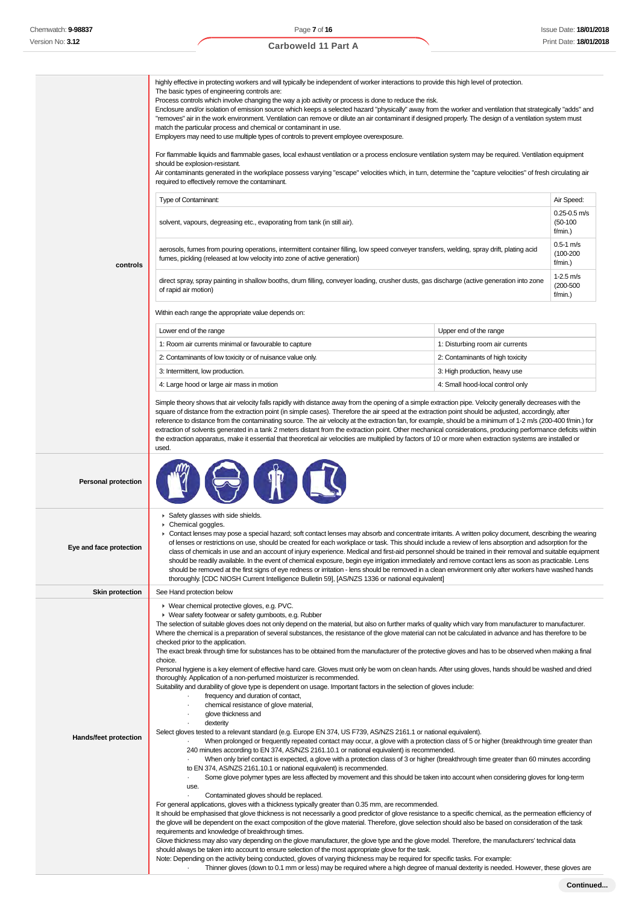| | |
|---|---|
| **controls** | highly effective in protecting workers and will typically be independent of worker interactions to provide this high level of protection.<br>The basic types of engineering controls are:<br>Process controls which involve changing the way a job activity or process is done to reduce the risk.<br>Enclosure and/or isolation of emission source which keeps a selected hazard "physically" away from the worker and ventilation that strategically "adds" and "removes" air in the work environment. Ventilation can remove or dilute an air contaminant if designed properly. The design of a ventilation system must match the particular process and chemical or contaminant in use.<br>Employers may need to use multiple types of controls to prevent employee overexposure.<br><br>For flammable liquids and flammable gases, local exhaust ventilation or a process enclosure ventilation system may be required. Ventilation equipment should be explosion-resistant.<br>Air contaminants generated in the workplace possess varying "escape" velocities which, in turn, determine the "capture velocities" of fresh circulating air required to effectively remove the contaminant. |

| Type of Contaminant: | Air Speed: |
|---|---|
| solvent, vapours, degreasing etc., evaporating from tank (in still air). | 0.25-0.5 m/s (50-100 f/min.) |
| aerosols, fumes from pouring operations, intermittent container filling, low speed conveyer transfers, welding, spray drift, plating acid fumes, pickling (released at low velocity into zone of active generation) | 0.5-1 m/s (100-200 f/min.) |
| direct spray, spray painting in shallow booths, drum filling, conveyer loading, crusher dusts, gas discharge (active generation into zone of rapid air motion) | 1-2.5 m/s (200-500 f/min.) |

Within each range the appropriate value depends on:

| Lower end of the range | Upper end of the range |
|---|---|
| 1: Room air currents minimal or favourable to capture | 1: Disturbing room air currents |
| 2: Contaminants of low toxicity or of nuisance value only. | 2: Contaminants of high toxicity |
| 3: Intermittent, low production. | 3: High production, heavy use |
| 4: Large hood or large air mass in motion | 4: Small hood-local control only |

Simple theory shows that air velocity falls rapidly with distance away from the opening of a simple extraction pipe. Velocity generally decreases with the square of distance from the extraction point (in simple cases). Therefore the air speed at the extraction point should be adjusted, accordingly, after reference to distance from the contaminating source. The air velocity at the extraction fan, for example, should be a minimum of 1-2 m/s (200-400 f/min.) for extraction of solvents generated in a tank 2 meters distant from the extraction point. Other mechanical considerations, producing performance deficits within the extraction apparatus, make it essential that theoretical air velocities are multiplied by factors of 10 or more when extraction systems are installed or used.

**Personal protection**

**Eye and face protection**

- Safety glasses with side shields.
- Chemical goggles.
- Contact lenses may pose a special hazard; soft contact lenses may absorb and concentrate irritants. A written policy document, describing the wearing of lenses or restrictions on use, should be created for each workplace or task. This should include a review of lens absorption and adsorption for the class of chemicals in use and an account of injury experience. Medical and first-aid personnel should be trained in their removal and suitable equipment should be readily available. In the event of chemical exposure, begin eye irrigation immediately and remove contact lens as soon as practicable. Lens should be removed at the first signs of eye redness or irritation - lens should be removed in a clean environment only after workers have washed hands thoroughly. [CDC NIOSH Current Intelligence Bulletin 59], [AS/NZS 1336 or national equivalent]

**Skin protection**

See Hand protection below

**Hands/feet protection**

- Wear chemical protective gloves, e.g. PVC.
- Wear safety footwear or safety gumboots, e.g. Rubber

The selection of suitable gloves does not only depend on the material, but also on further marks of quality which vary from manufacturer to manufacturer. Where the chemical is a preparation of several substances, the resistance of the glove material can not be calculated in advance and has therefore to be checked prior to the application.
The exact break through time for substances has to be obtained from the manufacturer of the protective gloves and has to be observed when making a final choice.
Personal hygiene is a key element of effective hand care. Gloves must only be worn on clean hands. After using gloves, hands should be washed and dried thoroughly. Application of a non-perfumed moisturizer is recommended.
Suitability and durability of glove type is dependent on usage. Important factors in the selection of gloves include:

- frequency and duration of contact,
- chemical resistance of glove material,
- glove thickness and
- dexterity

Select gloves tested to a relevant standard (e.g. Europe EN 374, US F739, AS/NZS 2161.1 or national equivalent).

- When prolonged or frequently repeated contact may occur, a glove with a protection class of 5 or higher (breakthrough time greater than 240 minutes according to EN 374, AS/NZS 2161.10.1 or national equivalent) is recommended.
- When only brief contact is expected, a glove with a protection class of 3 or higher (breakthrough time greater than 60 minutes according to EN 374, AS/NZS 2161.10.1 or national equivalent) is recommended.
- Some glove polymer types are less affected by movement and this should be taken into account when considering gloves for long-term use.
- Contaminated gloves should be replaced.

For general applications, gloves with a thickness typically greater than 0.35 mm, are recommended.
It should be emphasised that glove thickness is not necessarily a good predictor of glove resistance to a specific chemical, as the permeation efficiency of the glove will be dependent on the exact composition of the glove material. Therefore, glove selection should also be based on consideration of the task requirements and knowledge of breakthrough times.
Glove thickness may also vary depending on the glove manufacturer, the glove type and the glove model. Therefore, the manufacturers' technical data should always be taken into account to ensure selection of the most appropriate glove for the task.
Note: Depending on the activity being conducted, gloves of varying thickness may be required for specific tasks. For example:

- Thinner gloves (down to 0.1 mm or less) may be required where a high degree of manual dexterity is needed. However, these gloves are

**Continued...**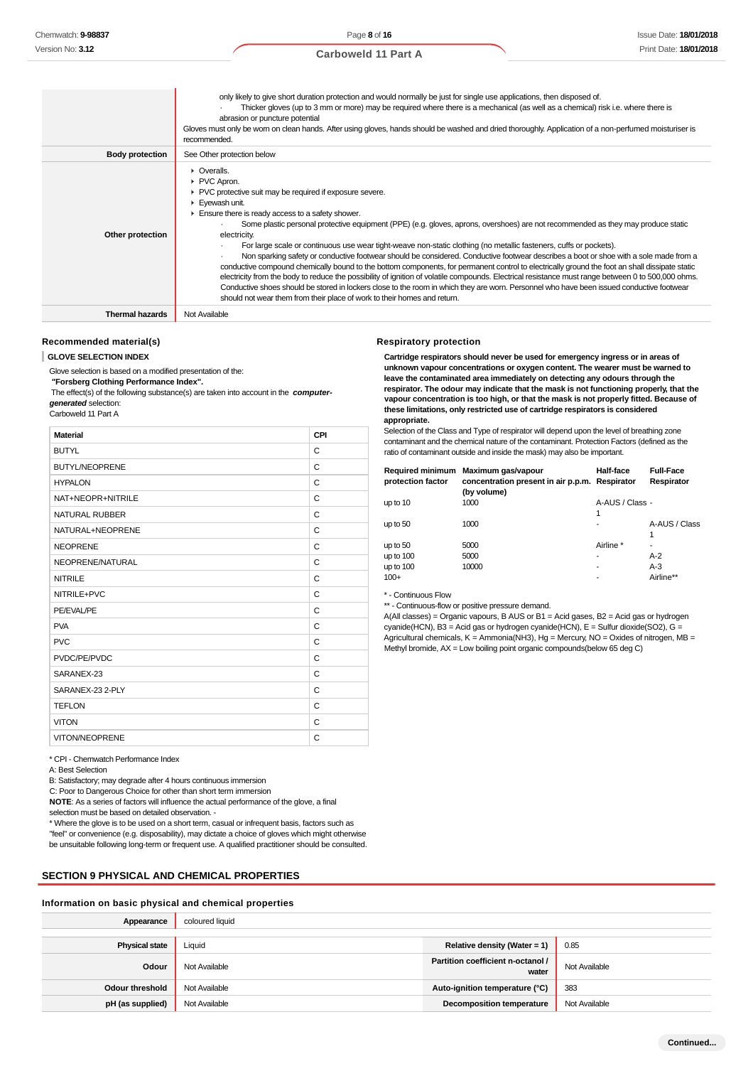| | |
|---|---|
| | only likely to give short duration protection and would normally be just for single use applications, then disposed of.<br>· Thicker gloves (up to 3 mm or more) may be required where there is a mechanical (as well as a chemical) risk i.e. where there is abrasion or puncture potential<br>Gloves must only be worn on clean hands. After using gloves, hands should be washed and dried thoroughly. Application of a non-perfumed moisturiser is recommended. |
| **Body protection** | See Other protection below |
| **Other protection** | ▸ Overalls.<br>▸ PVC Apron.<br>▸ PVC protective suit may be required if exposure severe.<br>▸ Eyewash unit.<br>▸ Ensure there is ready access to a safety shower.<br>· Some plastic personal protective equipment (PPE) (e.g. gloves, aprons, overshoes) are not recommended as they may produce static electricity.<br>· For large scale or continuous use wear tight-weave non-static clothing (no metallic fasteners, cuffs or pockets).<br>· Non sparking safety or conductive footwear should be considered. Conductive footwear describes a boot or shoe with a sole made from a conductive compound chemically bound to the bottom components, for permanent control to electrically ground the foot an shall dissipate static electricity from the body to reduce the possibility of ignition of volatile compounds. Electrical resistance must range between 0 to 500,000 ohms. Conductive shoes should be stored in lockers close to the room in which they are worn. Personnel who have been issued conductive footwear should not wear them from their place of work to their homes and return. |
| **Thermal hazards** | Not Available |

### Recommended material(s)

**GLOVE SELECTION INDEX**

Glove selection is based on a modified presentation of the:
**"Forsberg Clothing Performance Index".**
The effect(s) of the following substance(s) are taken into account in the ***computer-generated*** selection:
Carboweld 11 Part A

| Material | CPI |
|---|---|
| BUTYL | C |
| BUTYL/NEOPRENE | C |
| HYPALON | C |
| NAT+NEOPR+NITRILE | C |
| NATURAL RUBBER | C |
| NATURAL+NEOPRENE | C |
| NEOPRENE | C |
| NEOPRENE/NATURAL | C |
| NITRILE | C |
| NITRILE+PVC | C |
| PE/EVAL/PE | C |
| PVA | C |
| PVC | C |
| PVDC/PE/PVDC | C |
| SARANEX-23 | C |
| SARANEX-23 2-PLY | C |
| TEFLON | C |
| VITON | C |
| VITON/NEOPRENE | C |

\* CPI - Chemwatch Performance Index
A: Best Selection
B: Satisfactory; may degrade after 4 hours continuous immersion
C: Poor to Dangerous Choice for other than short term immersion
**NOTE**: As a series of factors will influence the actual performance of the glove, a final selection must be based on detailed observation. -
\* Where the glove is to be used on a short term, casual or infrequent basis, factors such as "feel" or convenience (e.g. disposability), may dictate a choice of gloves which might otherwise be unsuitable following long-term or frequent use. A qualified practitioner should be consulted.

### Respiratory protection

**Cartridge respirators should never be used for emergency ingress or in areas of unknown vapour concentrations or oxygen content. The wearer must be warned to leave the contaminated area immediately on detecting any odours through the respirator. The odour may indicate that the mask is not functioning properly, that the vapour concentration is too high, or that the mask is not properly fitted. Because of these limitations, only restricted use of cartridge respirators is considered appropriate.**

Selection of the Class and Type of respirator will depend upon the level of breathing zone contaminant and the chemical nature of the contaminant. Protection Factors (defined as the ratio of contaminant outside and inside the mask) may also be important.

| Required minimum protection factor | Maximum gas/vapour concentration present in air p.p.m. (by volume) | Half-face Respirator | Full-Face Respirator |
|---|---|---|---|
| up to 10 | 1000 | A-AUS / Class 1 | - |
| up to 50 | 1000 | - | A-AUS / Class 1 |
| up to 50 | 5000 | Airline * | - |
| up to 100 | 5000 | - | A-2 |
| up to 100 | 10000 | - | A-3 |
| 100+ | | - | Airline** |

\* - Continuous Flow
\** - Continuous-flow or positive pressure demand.
A(All classes) = Organic vapours, B AUS or B1 = Acid gases, B2 = Acid gas or hydrogen cyanide(HCN), B3 = Acid gas or hydrogen cyanide(HCN), E = Sulfur dioxide($SO_2$), G = Agricultural chemicals, K = Ammonia($NH_3$), Hg = Mercury, NO = Oxides of nitrogen, MB = Methyl bromide, AX = Low boiling point organic compounds(below 65 deg C)

## SECTION 9 PHYSICAL AND CHEMICAL PROPERTIES

### Information on basic physical and chemical properties

| | | | |
|---|---|---|---|
| **Appearance** | coloured liquid | | |
| **Physical state** | Liquid | **Relative density (Water = 1)** | 0.85 |
| **Odour** | Not Available | **Partition coefficient n-octanol / water** | Not Available |
| **Odour threshold** | Not Available | **Auto-ignition temperature (°C)** | 383 |
| **pH (as supplied)** | Not Available | **Decomposition temperature** | Not Available |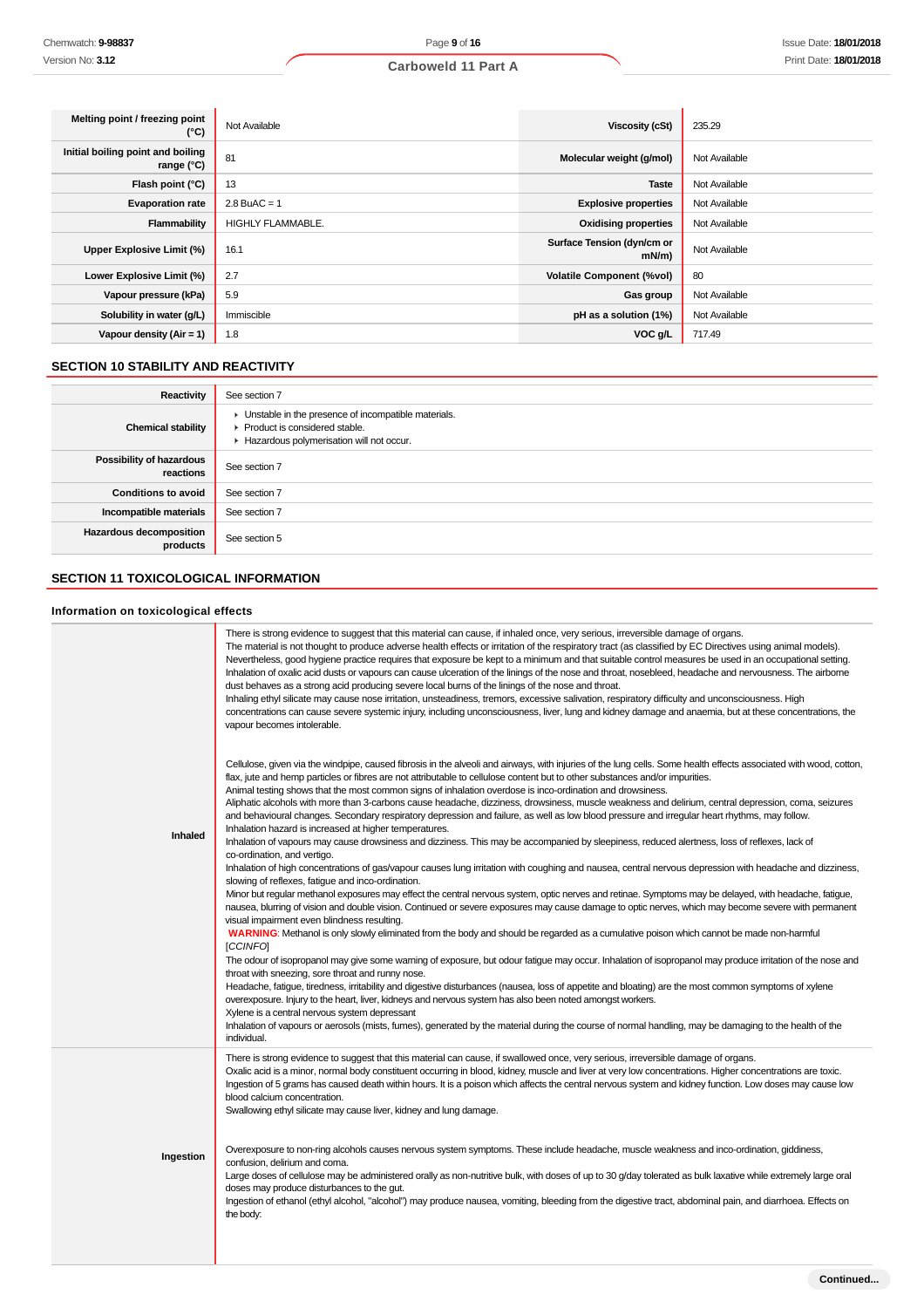| Property | Value | Property | Value |
|---|---|---|---|
| Melting point / freezing point (°C) | Not Available | Viscosity (cSt) | 235.29 |
| Initial boiling point and boiling range (°C) | 81 | Molecular weight (g/mol) | Not Available |
| Flash point (°C) | 13 | Taste | Not Available |
| Evaporation rate | 2.8 BuAC = 1 | Explosive properties | Not Available |
| Flammability | HIGHLY FLAMMABLE. | Oxidising properties | Not Available |
| Upper Explosive Limit (%) | 16.1 | Surface Tension (dyn/cm or mN/m) | Not Available |
| Lower Explosive Limit (%) | 2.7 | Volatile Component (%vol) | 80 |
| Vapour pressure (kPa) | 5.9 | Gas group | Not Available |
| Solubility in water (g/L) | Immiscible | pH as a solution (1%) | Not Available |
| Vapour density (Air = 1) | 1.8 | VOC g/L | 717.49 |

## SECTION 10 STABILITY AND REACTIVITY

| | |
|---|---|
| Reactivity | See section 7 |
| Chemical stability | ▸ Unstable in the presence of incompatible materials.<br>▸ Product is considered stable.<br>▸ Hazardous polymerisation will not occur. |
| Possibility of hazardous reactions | See section 7 |
| Conditions to avoid | See section 7 |
| Incompatible materials | See section 7 |
| Hazardous decomposition products | See section 5 |

## SECTION 11 TOXICOLOGICAL INFORMATION

### Information on toxicological effects

| | |
|---|---|
| Inhaled | There is strong evidence to suggest that this material can cause, if inhaled once, very serious, irreversible damage of organs.<br>The material is not thought to produce adverse health effects or irritation of the respiratory tract (as classified by EC Directives using animal models). Nevertheless, good hygiene practice requires that exposure be kept to a minimum and that suitable control measures be used in an occupational setting.<br>Inhalation of oxalic acid dusts or vapours can cause ulceration of the linings of the nose and throat, nosebleed, headache and nervousness. The airborne dust behaves as a strong acid producing severe local burns of the linings of the nose and throat.<br>Inhaling ethyl silicate may cause nose irritation, unsteadiness, tremors, excessive salivation, respiratory difficulty and unconsciousness. High concentrations can cause severe systemic injury, including unconsciousness, liver, lung and kidney damage and anaemia, but at these concentrations, the vapour becomes intolerable.<br><br>Cellulose, given via the windpipe, caused fibrosis in the alveoli and airways, with injuries of the lung cells. Some health effects associated with wood, cotton, flax, jute and hemp particles or fibres are not attributable to cellulose content but to other substances and/or impurities.<br>Animal testing shows that the most common signs of inhalation overdose is inco-ordination and drowsiness.<br>Aliphatic alcohols with more than 3-carbons cause headache, dizziness, drowsiness, muscle weakness and delirium, central depression, coma, seizures and behavioural changes. Secondary respiratory depression and failure, as well as low blood pressure and irregular heart rhythms, may follow.<br>Inhalation hazard is increased at higher temperatures.<br>Inhalation of vapours may cause drowsiness and dizziness. This may be accompanied by sleepiness, reduced alertness, loss of reflexes, lack of co-ordination, and vertigo.<br>Inhalation of high concentrations of gas/vapour causes lung irritation with coughing and nausea, central nervous depression with headache and dizziness, slowing of reflexes, fatigue and inco-ordination.<br>Minor but regular methanol exposures may effect the central nervous system, optic nerves and retinae. Symptoms may be delayed, with headache, fatigue, nausea, blurring of vision and double vision. Continued or severe exposures may cause damage to optic nerves, which may become severe with permanent visual impairment even blindness resulting.<br>**WARNING**: Methanol is only slowly eliminated from the body and should be regarded as a cumulative poison which cannot be made non-harmful [*CCINFO*]<br>The odour of isopropanol may give some warning of exposure, but odour fatigue may occur. Inhalation of isopropanol may produce irritation of the nose and throat with sneezing, sore throat and runny nose.<br>Headache, fatigue, tiredness, irritability and digestive disturbances (nausea, loss of appetite and bloating) are the most common symptoms of xylene overexposure. Injury to the heart, liver, kidneys and nervous system has also been noted amongst workers.<br>Xylene is a central nervous system depressant<br>Inhalation of vapours or aerosols (mists, fumes), generated by the material during the course of normal handling, may be damaging to the health of the individual. |
| Ingestion | There is strong evidence to suggest that this material can cause, if swallowed once, very serious, irreversible damage of organs.<br>Oxalic acid is a minor, normal body constituent occurring in blood, kidney, muscle and liver at very low concentrations. Higher concentrations are toxic. Ingestion of 5 grams has caused death within hours. It is a poison which affects the central nervous system and kidney function. Low doses may cause low blood calcium concentration.<br>Swallowing ethyl silicate may cause liver, kidney and lung damage.<br><br>Overexposure to non-ring alcohols causes nervous system symptoms. These include headache, muscle weakness and inco-ordination, giddiness, confusion, delirium and coma.<br>Large doses of cellulose may be administered orally as non-nutritive bulk, with doses of up to 30 g/day tolerated as bulk laxative while extremely large oral doses may produce disturbances to the gut.<br>Ingestion of ethanol (ethyl alcohol, "alcohol") may produce nausea, vomiting, bleeding from the digestive tract, abdominal pain, and diarrhoea. Effects on the body: |

Continued...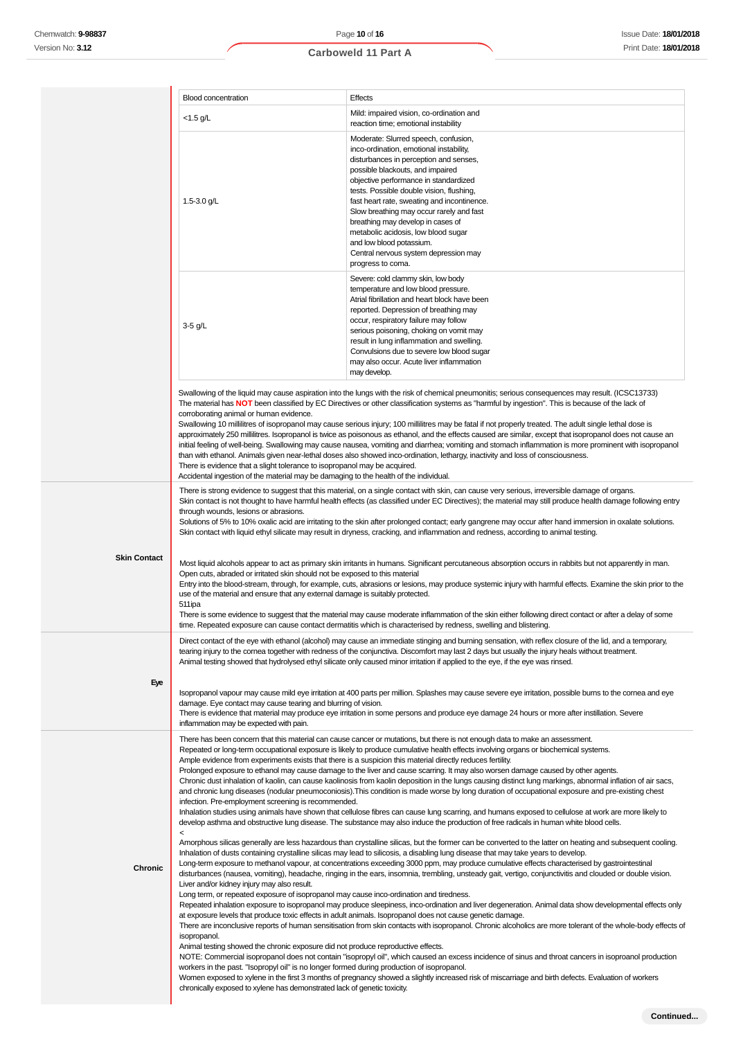| Blood concentration | Effects |
|---|---|
| <1.5 g/L | Mild: impaired vision, co-ordination and reaction time; emotional instability |
| 1.5-3.0 g/L | Moderate: Slurred speech, confusion, inco-ordination, emotional instability, disturbances in perception and senses, possible blackouts, and impaired objective performance in standardized tests. Possible double vision, flushing, fast heart rate, sweating and incontinence. Slow breathing may occur rarely and fast breathing may develop in cases of metabolic acidosis, low blood sugar and low blood potassium. Central nervous system depression may progress to coma. |
| 3-5 g/L | Severe: cold clammy skin, low body temperature and low blood pressure. Atrial fibrillation and heart block have been reported. Depression of breathing may occur, respiratory failure may follow serious poisoning, choking on vomit may result in lung inflammation and swelling. Convulsions due to severe low blood sugar may also occur. Acute liver inflammation may develop. |

Swallowing of the liquid may cause aspiration into the lungs with the risk of chemical pneumonitis; serious consequences may result. (ICSC13733)
The material has **NOT** been classified by EC Directives or other classification systems as "harmful by ingestion". This is because of the lack of corroborating animal or human evidence.
Swallowing 10 millilitres of isopropanol may cause serious injury; 100 millilitres may be fatal if not properly treated. The adult single lethal dose is approximately 250 millilitres. Isopropanol is twice as poisonous as ethanol, and the effects caused are similar, except that isopropanol does not cause an initial feeling of well-being. Swallowing may cause nausea, vomiting and diarrhea; vomiting and stomach inflammation is more prominent with isopropanol than with ethanol. Animals given near-lethal doses also showed inco-ordination, lethargy, inactivity and loss of consciousness.
There is evidence that a slight tolerance to isopropanol may be acquired.
Accidental ingestion of the material may be damaging to the health of the individual.

**Skin Contact**

There is strong evidence to suggest that this material, on a single contact with skin, can cause very serious, irreversible damage of organs.
Skin contact is not thought to have harmful health effects (as classified under EC Directives); the material may still produce health damage following entry through wounds, lesions or abrasions.
Solutions of 5% to 10% oxalic acid are irritating to the skin after prolonged contact; early gangrene may occur after hand immersion in oxalate solutions.
Skin contact with liquid ethyl silicate may result in dryness, cracking, and inflammation and redness, according to animal testing.

Most liquid alcohols appear to act as primary skin irritants in humans. Significant percutaneous absorption occurs in rabbits but not apparently in man.
Open cuts, abraded or irritated skin should not be exposed to this material
Entry into the blood-stream, through, for example, cuts, abrasions or lesions, may produce systemic injury with harmful effects. Examine the skin prior to the use of the material and ensure that any external damage is suitably protected.
511ipa
There is some evidence to suggest that the material may cause moderate inflammation of the skin either following direct contact or after a delay of some time. Repeated exposure can cause contact dermatitis which is characterised by redness, swelling and blistering.

**Eye**

Direct contact of the eye with ethanol (alcohol) may cause an immediate stinging and burning sensation, with reflex closure of the lid, and a temporary, tearing injury to the cornea together with redness of the conjunctiva. Discomfort may last 2 days but usually the injury heals without treatment.
Animal testing showed that hydrolysed ethyl silicate only caused minor irritation if applied to the eye, if the eye was rinsed.

Isopropanol vapour may cause mild eye irritation at 400 parts per million. Splashes may cause severe eye irritation, possible burns to the cornea and eye damage. Eye contact may cause tearing and blurring of vision.
There is evidence that material may produce eye irritation in some persons and produce eye damage 24 hours or more after instillation. Severe inflammation may be expected with pain.

**Chronic**

There has been concern that this material can cause cancer or mutations, but there is not enough data to make an assessment.
Repeated or long-term occupational exposure is likely to produce cumulative health effects involving organs or biochemical systems.
Ample evidence from experiments exists that there is a suspicion this material directly reduces fertility.
Prolonged exposure to ethanol may cause damage to the liver and cause scarring. It may also worsen damage caused by other agents.
Chronic dust inhalation of kaolin, can cause kaolinosis from kaolin deposition in the lungs causing distinct lung markings, abnormal inflation of air sacs, and chronic lung diseases (nodular pneumoconiosis).This condition is made worse by long duration of occupational exposure and pre-existing chest infection. Pre-employment screening is recommended.
Inhalation studies using animals have shown that cellulose fibres can cause lung scarring, and humans exposed to cellulose at work are more likely to develop asthma and obstructive lung disease. The substance may also induce the production of free radicals in human white blood cells.
<
Amorphous silicas generally are less hazardous than crystalline silicas, but the former can be converted to the latter on heating and subsequent cooling.
Inhalation of dusts containing crystalline silicas may lead to silicosis, a disabling lung disease that may take years to develop.
Long-term exposure to methanol vapour, at concentrations exceeding 3000 ppm, may produce cumulative effects characterised by gastrointestinal disturbances (nausea, vomiting), headache, ringing in the ears, insomnia, trembling, unsteady gait, vertigo, conjunctivitis and clouded or double vision. Liver and/or kidney injury may also result.
Long term, or repeated exposure of isopropanol may cause inco-ordination and tiredness.
Repeated inhalation exposure to isopropanol may produce sleepiness, inco-ordination and liver degeneration. Animal data show developmental effects only at exposure levels that produce toxic effects in adult animals. Isopropanol does not cause genetic damage.
There are inconclusive reports of human sensitisation from skin contacts with isopropanol. Chronic alcoholics are more tolerant of the whole-body effects of isopropanol.
Animal testing showed the chronic exposure did not produce reproductive effects.
NOTE: Commercial isopropanol does not contain "isopropyl oil", which caused an excess incidence of sinus and throat cancers in isopropoanol production workers in the past. "Isopropyl oil" is no longer formed during production of isopropanol.
Women exposed to xylene in the first 3 months of pregnancy showed a slightly increased risk of miscarriage and birth defects. Evaluation of workers chronically exposed to xylene has demonstrated lack of genetic toxicity.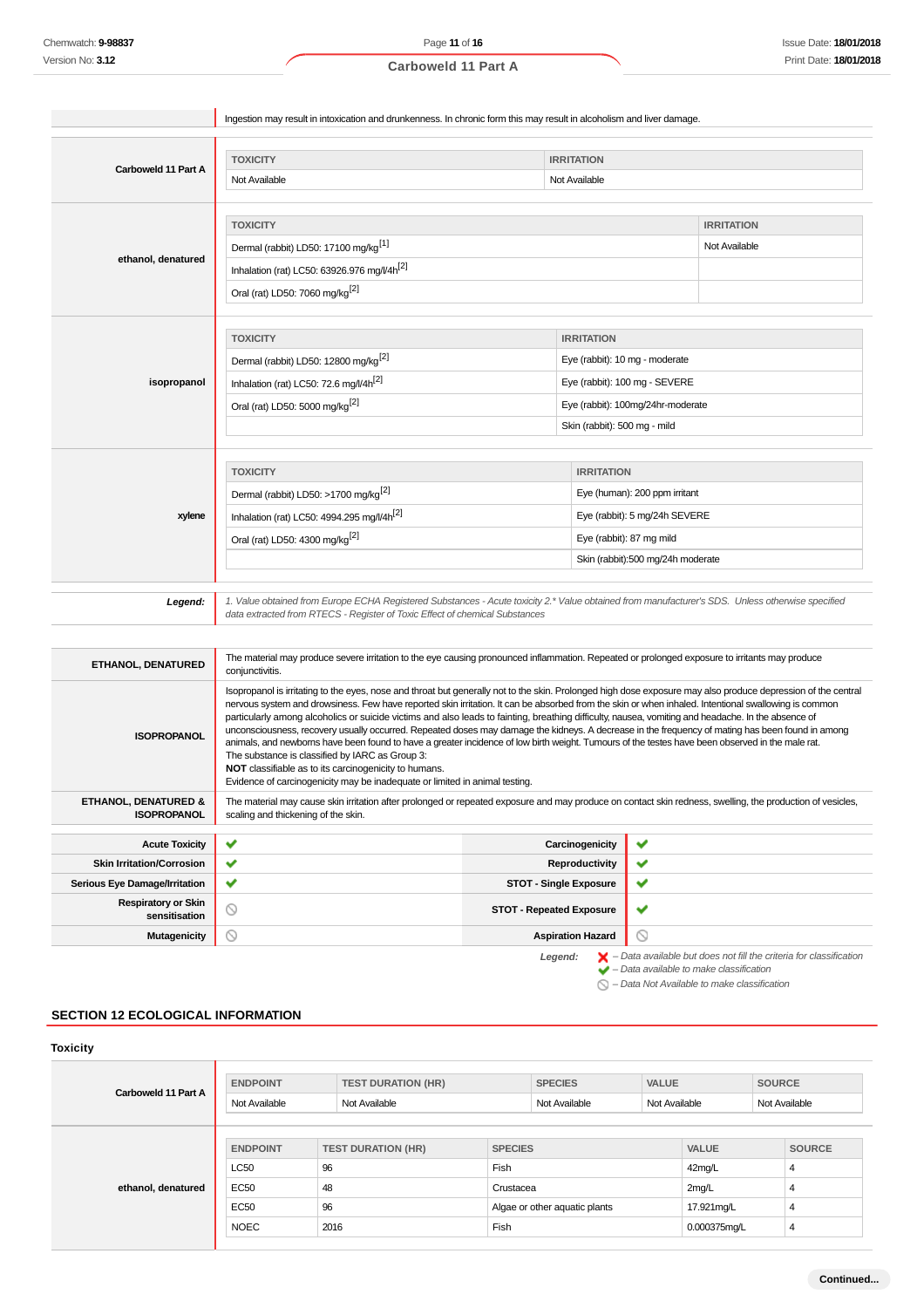| | |
|---|---|
| | Ingestion may result in intoxication and drunkenness. In chronic form this may result in alcoholism and liver damage. |

**Carboweld 11 Part A**

| TOXICITY | IRRITATION |
|---|---|
| Not Available | Not Available |

**ethanol, denatured**

| TOXICITY | IRRITATION |
|---|---|
| Dermal (rabbit) LD50: 17100 mg/kg[1] | Not Available |
| Inhalation (rat) LC50: 63926.976 mg/l/4h[2] | |
| Oral (rat) LD50: 7060 mg/kg[2] | |

**isopropanol**

| TOXICITY | IRRITATION |
|---|---|
| Dermal (rabbit) LD50: 12800 mg/kg[2] | Eye (rabbit): 10 mg - moderate |
| Inhalation (rat) LC50: 72.6 mg/l/4h[2] | Eye (rabbit): 100 mg - SEVERE |
| Oral (rat) LD50: 5000 mg/kg[2] | Eye (rabbit): 100mg/24hr-moderate |
| | Skin (rabbit): 500 mg - mild |

**xylene**

| TOXICITY | IRRITATION |
|---|---|
| Dermal (rabbit) LD50: >1700 mg/kg[2] | Eye (human): 200 ppm irritant |
| Inhalation (rat) LC50: 4994.295 mg/l/4h[2] | Eye (rabbit): 5 mg/24h SEVERE |
| Oral (rat) LD50: 4300 mg/kg[2] | Eye (rabbit): 87 mg mild |
| | Skin (rabbit):500 mg/24h moderate |

***Legend:*** *1. Value obtained from Europe ECHA Registered Substances - Acute toxicity 2.* Value obtained from manufacturer's SDS. Unless otherwise specified data extracted from RTECS - Register of Toxic Effect of chemical Substances*

| | |
|---|---|
| **ETHANOL, DENATURED** | The material may produce severe irritation to the eye causing pronounced inflammation. Repeated or prolonged exposure to irritants may produce conjunctivitis. |
| **ISOPROPANOL** | Isopropanol is irritating to the eyes, nose and throat but generally not to the skin. Prolonged high dose exposure may also produce depression of the central nervous system and drowsiness. Few have reported skin irritation. It can be absorbed from the skin or when inhaled. Intentional swallowing is common particularly among alcoholics or suicide victims and also leads to fainting, breathing difficulty, nausea, vomiting and headache. In the absence of unconsciousness, recovery usually occurred. Repeated doses may damage the kidneys. A decrease in the frequency of mating has been found in among animals, and newborns have been found to have a greater incidence of low birth weight. Tumours of the testes have been observed in the male rat.<br>The substance is classified by IARC as Group 3:<br>**NOT** classifiable as to its carcinogenicity to humans.<br>Evidence of carcinogenicity may be inadequate or limited in animal testing. |
| **ETHANOL, DENATURED & ISOPROPANOL** | The material may cause skin irritation after prolonged or repeated exposure and may produce on contact skin redness, swelling, the production of vesicles, scaling and thickening of the skin. |

| | | | |
|---|---|---|---|
| **Acute Toxicity** | ✔ | **Carcinogenicity** | ✔ |
| **Skin Irritation/Corrosion** | ✔ | **Reproductivity** | ✔ |
| **Serious Eye Damage/Irritation** | ✔ | **STOT - Single Exposure** | ✔ |
| **Respiratory or Skin sensitisation** | ⃠ | **STOT - Repeated Exposure** | ✔ |
| **Mutagenicity** | ⃠ | **Aspiration Hazard** | ⃠ |

***Legend:***
✘ *– Data available but does not fill the criteria for classification*
✔ *– Data available to make classification*
⃠ *– Data Not Available to make classification*

## SECTION 12 ECOLOGICAL INFORMATION

### Toxicity

**Carboweld 11 Part A**

| ENDPOINT | TEST DURATION (HR) | SPECIES | VALUE | SOURCE |
|---|---|---|---|---|
| Not Available | Not Available | Not Available | Not Available | Not Available |

**ethanol, denatured**

| ENDPOINT | TEST DURATION (HR) | SPECIES | VALUE | SOURCE |
|---|---|---|---|---|
| LC50 | 96 | Fish | 42mg/L | 4 |
| EC50 | 48 | Crustacea | 2mg/L | 4 |
| EC50 | 96 | Algae or other aquatic plants | 17.921mg/L | 4 |
| NOEC | 2016 | Fish | 0.000375mg/L | 4 |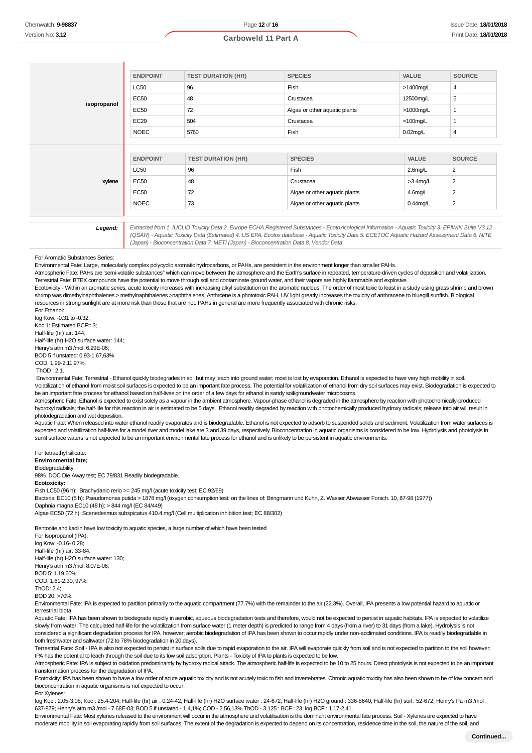| | ENDPOINT | TEST DURATION (HR) | SPECIES | VALUE | SOURCE |
|---|---|---|---|---|---|
| isopropanol | LC50 | 96 | Fish | >1400mg/L | 4 |
| | EC50 | 48 | Crustacea | 12500mg/L | 5 |
| | EC50 | 72 | Algae or other aquatic plants | >1000mg/L | 1 |
| | EC29 | 504 | Crustacea | =100mg/L | 1 |
| | NOEC | 5760 | Fish | 0.02mg/L | 4 |

| | ENDPOINT | TEST DURATION (HR) | SPECIES | VALUE | SOURCE |
|---|---|---|---|---|---|
| xylene | LC50 | 96 | Fish | 2.6mg/L | 2 |
| | EC50 | 48 | Crustacea | >3.4mg/L | 2 |
| | EC50 | 72 | Algae or other aquatic plants | 4.6mg/L | 2 |
| | NOEC | 73 | Algae or other aquatic plants | 0.44mg/L | 2 |

**Legend:** *Extracted from 1. IUCLID Toxicity Data 2. Europe ECHA Registered Substances - Ecotoxicological Information - Aquatic Toxicity 3. EPIWIN Suite V3.12 (QSAR) - Aquatic Toxicity Data (Estimated) 4. US EPA, Ecotox database - Aquatic Toxicity Data 5. ECETOC Aquatic Hazard Assessment Data 6. NITE (Japan) - Bioconcentration Data 7. METI (Japan) - Bioconcentration Data 8. Vendor Data*

For Aromatic Substances Series:
Environmental Fate: Large, molecularly complex polycyclic aromatic hydrocarbons, or PAHs, are persistent in the environment longer than smaller PAHs.
Atmospheric Fate: PAHs are 'semi-volatile substances" which can move between the atmosphere and the Earth's surface in repeated, temperature-driven cycles of deposition and volatilization.
Terrestrial Fate: BTEX compounds have the potential to move through soil and contaminate ground water, and their vapors are highly flammable and explosive.
Ecotoxicity - Within an aromatic series, acute toxicity increases with increasing alkyl substitution on the aromatic nucleus. The order of most toxic to least in a study using grass shrimp and brown shrimp was dimethylnaphthalenes > methylnaphthalenes >naphthalenes. Anthrcene is a phototoxic PAH. UV light greatly increases the toxicity of anthracene to bluegill sunfish. Biological resources in strong sunlight are at more risk than those that are not. PAHs in general are more frequently associated with chronic risks.
For Ethanol:
log Kow: -0.31 to -0.32;
Koc 1: Estimated BCF= 3;
Half-life (hr) air: 144;
Half-life (hr) H2O surface water: 144;
Henry's atm m3 /mol: 6.29E-06;
BOD 5 if unstated: 0.93-1.67,63%
COD: 1.99-2.11,97%;
ThOD : 2.1.
Environmental Fate: Terrestrial - Ethanol quickly biodegrades in soil but may leach into ground water; most is lost by evaporation. Ethanol is expected to have very high mobility in soil. Volatilization of ethanol from moist soil surfaces is expected to be an important fate process. The potential for volatilization of ethanol from dry soil surfaces may exist. Biodegradation is expected to be an important fate process for ethanol based on half-lives on the order of a few days for ethanol in sandy soil/groundwater microcosms.
Atmospheric Fate: Ethanol is expected to exist solely as a vapour in the ambient atmosphere. Vapour-phase ethanol is degraded in the atmosphere by reaction with photochemically-produced hydroxyl radicals; the half-life for this reaction in air is estimated to be 5 days. Ethanol readily degraded by reaction with photochemically produced hydroxy radicals; release into air will result in photodegradation and wet deposition.
Aquatic Fate: When released into water ethanol readily evaporates and is biodegradable. Ethanol is not expected to adsorb to suspended solids and sediment. Volatilization from water surfaces is expected and volatilization half-lives for a model river and model lake are 3 and 39 days, respectively. Bioconcentration in aquatic organisms is considered to be low. Hydrolysis and photolysis in sunlit surface waters is not expected to be an important environmental fate process for ethanol and is unlikely to be persistent in aquatic environments.

For tetraethyl silicate:
**Environmental fate;**
Biodegradability:
98% DOC Die Away test; EC 79/831 Readily biodegradable.
**Ecotoxicity:**
Fish LC50 (96 h): Brachydanio rerio >= 245 mg/l (acute toxicity test; EC 92/69)
Bacterial EC10 (5 h): Pseudomonas putida > 1878 mg/l (oxygen consumption test; on the lines of: Bringmann und Kuhn, Z. Wasser Abwasser Forsch. 10, 87-98 (1977))
Daphnia magna EC10 (48 h): > 844 mg/l (EC 84/449)
Algae EC50 (72 h): Scenedesmus subspicatus 410.4 mg/l (Cell multiplication inhibition test; EC 88/302)

Bentonite and kaolin have low toxicity to aquatic species, a large number of which have been tested
For Isopropanol (IPA):
log Kow: -0.16- 0.28;
Half-life (hr) air: 33-84;
Half-life (hr) H2O surface water: 130;
Henry's atm m3 /mol: 8.07E-06;
BOD 5: 1.19,60%;
COD: 1.61-2.30, 97%;
ThOD: 2.4;
BOD 20: >70%.
Environmental Fate: IPA is expected to partition primarily to the aquatic compartment (77.7%) with the remainder to the air (22.3%). Overall, IPA presents a low potential hazard to aquatic or terrestrial biota.
Aquatic Fate: IPA has been shown to biodegrade rapidly in aerobic, aqueous biodegradation tests and therefore, would not be expected to persist in aquatic habitats. IPA is expected to volatilize slowly from water. The calculated half-life for the volatilization from surface water (1 meter depth) is predicted to range from 4 days (from a river) to 31 days (from a lake). Hydrolysis is not considered a significant degradation process for IPA, however; aerobic biodegradation of IPA has been shown to occur rapidly under non-acclimated conditions. IPA is readily biodegradable in both freshwater and saltwater (72 to 78% biodegradation in 20 days).
Terrestrial Fate: Soil - IPA is also not expected to persist in surface soils due to rapid evaporation to the air. IPA will evaporate quickly from soil and is not expected to partition to the soil however; IPA has the potential to leach through the soil due to its low soil adsorption. Plants - Toxicity of IPA to plants is expected to be low.
Atmospheric Fate: IPA is subject to oxidation predominantly by hydroxy radical attack. The atmospheric half-life is expected to be 10 to 25 hours. Direct photolysis is not expected to be an important transformation process for the degradation of IPA.
Ecotoxicity: IPA has been shown to have a low order of acute aquatic toxicity and is not acutely toxic to fish and invertebrates. Chronic aquatic toxicity has also been shown to be of low concern and bioconcentration in aquatic organisms is not expected to occur.
For Xylenes:
log Koc : 2.05-3.08; Koc : 25.4-204; Half-life (hr) air : 0.24-42; Half-life (hr) H2O surface water : 24-672; Half-life (hr) H2O ground : 336-8640; Half-life (hr) soil : 52-672; Henry's Pa m3 /mol : 637-879; Henry's atm m3 /mol - 7.68E-03; BOD 5 if unstated - 1.4,1%; COD - 2.56,13% ThOD - 3.125 : BCF : 23; log BCF : 1.17-2.41.
Environmental Fate: Most xylenes released to the environment will occur in the atmosphere and volatilisation is the dominant environmental fate process. Soil - Xylenes are expected to have moderate mobility in soil evaporating rapidly from soil surfaces. The extent of the degradation is expected to depend on its concentration, residence time in the soil, the nature of the soil, and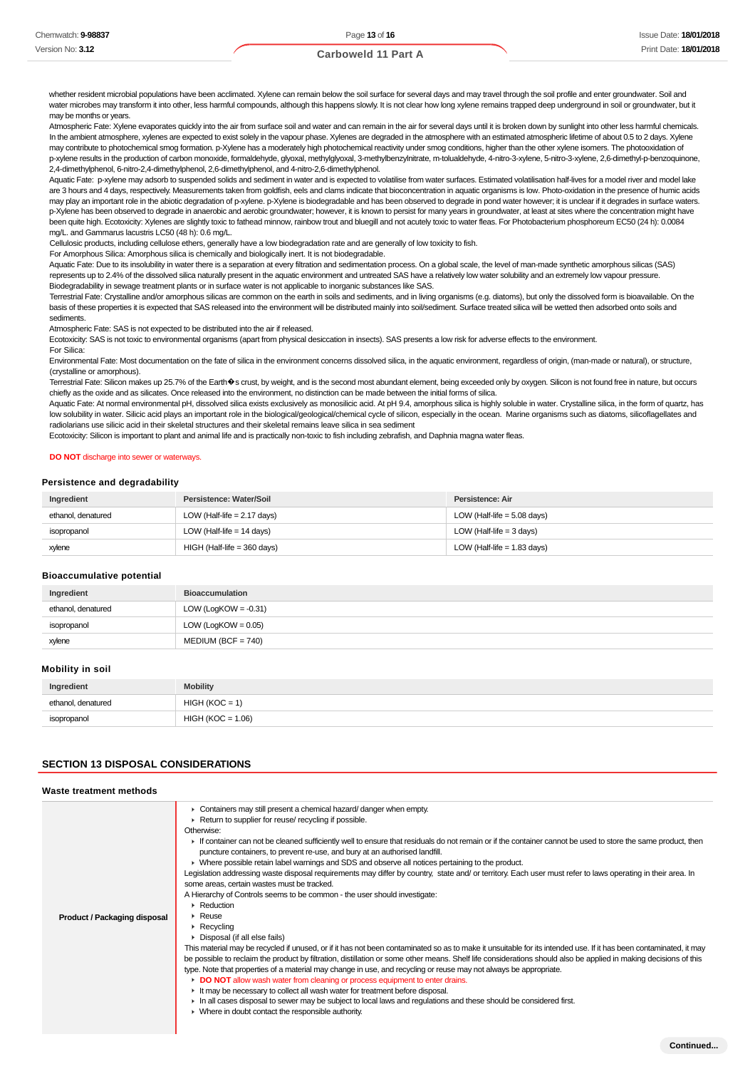whether resident microbial populations have been acclimated. Xylene can remain below the soil surface for several days and may travel through the soil profile and enter groundwater. Soil and water microbes may transform it into other, less harmful compounds, although this happens slowly. It is not clear how long xylene remains trapped deep underground in soil or groundwater, but it may be months or years.

Atmospheric Fate: Xylene evaporates quickly into the air from surface soil and water and can remain in the air for several days until it is broken down by sunlight into other less harmful chemicals. In the ambient atmosphere, xylenes are expected to exist solely in the vapour phase. Xylenes are degraded in the atmosphere with an estimated atmospheric lifetime of about 0.5 to 2 days. Xylene may contribute to photochemical smog formation. p-Xylene has a moderately high photochemical reactivity under smog conditions, higher than the other xylene isomers. The photooxidation of p-xylene results in the production of carbon monoxide, formaldehyde, glyoxal, methylglyoxal, 3-methylbenzylnitrate, m-tolualdehyde, 4-nitro-3-xylene, 5-nitro-3-xylene, 2,6-dimethyl-p-benzoquinone, 2,4-dimethylphenol, 6-nitro-2,4-dimethylphenol, 2,6-dimethylphenol, and 4-nitro-2,6-dimethylphenol.

Aquatic Fate: p-xylene may adsorb to suspended solids and sediment in water and is expected to volatilise from water surfaces. Estimated volatilisation half-lives for a model river and model lake are 3 hours and 4 days, respectively. Measurements taken from goldfish, eels and clams indicate that bioconcentration in aquatic organisms is low. Photo-oxidation in the presence of humic acids may play an important role in the abiotic degradation of p-xylene. p-Xylene is biodegradable and has been observed to degrade in pond water however; it is unclear if it degrades in surface waters. p-Xylene has been observed to degrade in anaerobic and aerobic groundwater; however, it is known to persist for many years in groundwater, at least at sites where the concentration might have been quite high. Ecotoxicity: Xylenes are slightly toxic to fathead minnow, rainbow trout and bluegill and not acutely toxic to water fleas. For Photobacterium phosphoreum EC50 (24 h): 0.0084 mg/L. and Gammarus lacustris LC50 (48 h): 0.6 mg/L.

Cellulosic products, including cellulose ethers, generally have a low biodegradation rate and are generally of low toxicity to fish.

For Amorphous Silica: Amorphous silica is chemically and biologically inert. It is not biodegradable.

Aquatic Fate: Due to its insolubility in water there is a separation at every filtration and sedimentation process. On a global scale, the level of man-made synthetic amorphous silicas (SAS) represents up to 2.4% of the dissolved silica naturally present in the aquatic environment and untreated SAS have a relatively low water solubility and an extremely low vapour pressure. Biodegradability in sewage treatment plants or in surface water is not applicable to inorganic substances like SAS.

Terrestrial Fate: Crystalline and/or amorphous silicas are common on the earth in soils and sediments, and in living organisms (e.g. diatoms), but only the dissolved form is bioavailable. On the basis of these properties it is expected that SAS released into the environment will be distributed mainly into soil/sediment. Surface treated silica will be wetted then adsorbed onto soils and sediments.

Atmospheric Fate: SAS is not expected to be distributed into the air if released.

Ecotoxicity: SAS is not toxic to environmental organisms (apart from physical desiccation in insects). SAS presents a low risk for adverse effects to the environment.

For Silica:

Environmental Fate: Most documentation on the fate of silica in the environment concerns dissolved silica, in the aquatic environment, regardless of origin, (man-made or natural), or structure, (crystalline or amorphous).

Terrestrial Fate: Silicon makes up 25.7% of the Earth�s crust, by weight, and is the second most abundant element, being exceeded only by oxygen. Silicon is not found free in nature, but occurs chiefly as the oxide and as silicates. Once released into the environment, no distinction can be made between the initial forms of silica.

Aquatic Fate: At normal environmental pH, dissolved silica exists exclusively as monosilicic acid. At pH 9.4, amorphous silica is highly soluble in water. Crystalline silica, in the form of quartz, has low solubility in water. Silicic acid plays an important role in the biological/geological/chemical cycle of silicon, especially in the ocean. Marine organisms such as diatoms, silicoflagellates and radiolarians use silicic acid in their skeletal structures and their skeletal remains leave silica in sea sediment

Ecotoxicity: Silicon is important to plant and animal life and is practically non-toxic to fish including zebrafish, and Daphnia magna water fleas.

**DO NOT** discharge into sewer or waterways.

### Persistence and degradability

| Ingredient | Persistence: Water/Soil | Persistence: Air |
|---|---|---|
| ethanol, denatured | LOW (Half-life = 2.17 days) | LOW (Half-life = 5.08 days) |
| isopropanol | LOW (Half-life = 14 days) | LOW (Half-life = 3 days) |
| xylene | HIGH (Half-life = 360 days) | LOW (Half-life = 1.83 days) |

### Bioaccumulative potential

| Ingredient | Bioaccumulation |
|---|---|
| ethanol, denatured | LOW (LogKOW = -0.31) |
| isopropanol | LOW (LogKOW = 0.05) |
| xylene | MEDIUM (BCF = 740) |

### Mobility in soil

| Ingredient | Mobility |
|---|---|
| ethanol, denatured | HIGH (KOC = 1) |
| isopropanol | HIGH (KOC = 1.06) |

## SECTION 13 DISPOSAL CONSIDERATIONS

### Waste treatment methods

| | |
|---|---|
| **Product / Packaging disposal** | ▸ Containers may still present a chemical hazard/ danger when empty.<br>▸ Return to supplier for reuse/ recycling if possible.<br>Otherwise:<br>▸ If container can not be cleaned sufficiently well to ensure that residuals do not remain or if the container cannot be used to store the same product, then puncture containers, to prevent re-use, and bury at an authorised landfill.<br>▸ Where possible retain label warnings and SDS and observe all notices pertaining to the product.<br>Legislation addressing waste disposal requirements may differ by country, state and/ or territory. Each user must refer to laws operating in their area. In some areas, certain wastes must be tracked.<br>A Hierarchy of Controls seems to be common - the user should investigate:<br>▸ Reduction<br>▸ Reuse<br>▸ Recycling<br>▸ Disposal (if all else fails)<br>This material may be recycled if unused, or if it has not been contaminated so as to make it unsuitable for its intended use. If it has been contaminated, it may be possible to reclaim the product by filtration, distillation or some other means. Shelf life considerations should also be applied in making decisions of this type. Note that properties of a material may change in use, and recycling or reuse may not always be appropriate.<br>▸ **DO NOT** allow wash water from cleaning or process equipment to enter drains.<br>▸ It may be necessary to collect all wash water for treatment before disposal.<br>▸ In all cases disposal to sewer may be subject to local laws and regulations and these should be considered first.<br>▸ Where in doubt contact the responsible authority. |

**Continued...**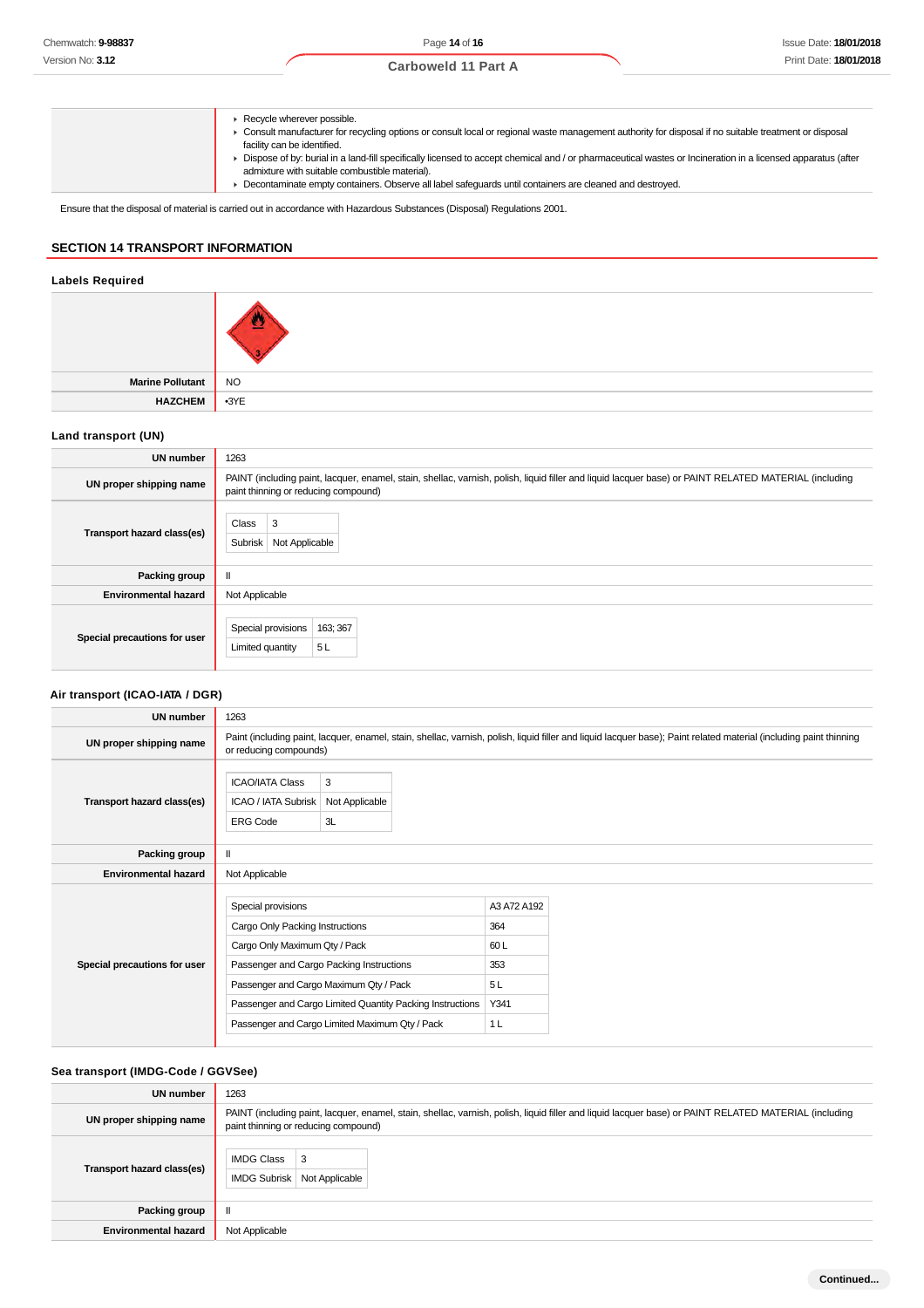| | |
|---|---|
| | - Recycle wherever possible.<br>- Consult manufacturer for recycling options or consult local or regional waste management authority for disposal if no suitable treatment or disposal facility can be identified.<br>- Dispose of by: burial in a land-fill specifically licensed to accept chemical and / or pharmaceutical wastes or Incineration in a licensed apparatus (after admixture with suitable combustible material).<br>- Decontaminate empty containers. Observe all label safeguards until containers are cleaned and destroyed. |

Ensure that the disposal of material is carried out in accordance with Hazardous Substances (Disposal) Regulations 2001.

## SECTION 14 TRANSPORT INFORMATION

### Labels Required

| | |
|---|---|
| | |
| **Marine Pollutant** | NO |
| **HAZCHEM** | •3YE |

### Land transport (UN)

| | |
|---|---|
| **UN number** | 1263 |
| **UN proper shipping name** | PAINT (including paint, lacquer, enamel, stain, shellac, varnish, polish, liquid filler and liquid lacquer base) or PAINT RELATED MATERIAL (including paint thinning or reducing compound) |
| **Transport hazard class(es)** | Class: 3<br>Subrisk: Not Applicable |
| **Packing group** | II |
| **Environmental hazard** | Not Applicable |
| **Special precautions for user** | Special provisions: 163; 367<br>Limited quantity: 5 L |

### Air transport (ICAO-IATA / DGR)

| | |
|---|---|
| **UN number** | 1263 |
| **UN proper shipping name** | Paint (including paint, lacquer, enamel, stain, shellac, varnish, polish, liquid filler and liquid lacquer base); Paint related material (including paint thinning or reducing compounds) |
| **Transport hazard class(es)** | ICAO/IATA Class: 3<br>ICAO / IATA Subrisk: Not Applicable<br>ERG Code: 3L |
| **Packing group** | II |
| **Environmental hazard** | Not Applicable |
| **Special precautions for user** | Special provisions: A3 A72 A192<br>Cargo Only Packing Instructions: 364<br>Cargo Only Maximum Qty / Pack: 60 L<br>Passenger and Cargo Packing Instructions: 353<br>Passenger and Cargo Maximum Qty / Pack: 5 L<br>Passenger and Cargo Limited Quantity Packing Instructions: Y341<br>Passenger and Cargo Limited Maximum Qty / Pack: 1 L |

### Sea transport (IMDG-Code / GGVSee)

| | |
|---|---|
| **UN number** | 1263 |
| **UN proper shipping name** | PAINT (including paint, lacquer, enamel, stain, shellac, varnish, polish, liquid filler and liquid lacquer base) or PAINT RELATED MATERIAL (including paint thinning or reducing compound) |
| **Transport hazard class(es)** | IMDG Class: 3<br>IMDG Subrisk: Not Applicable |
| **Packing group** | II |
| **Environmental hazard** | Not Applicable |

Continued...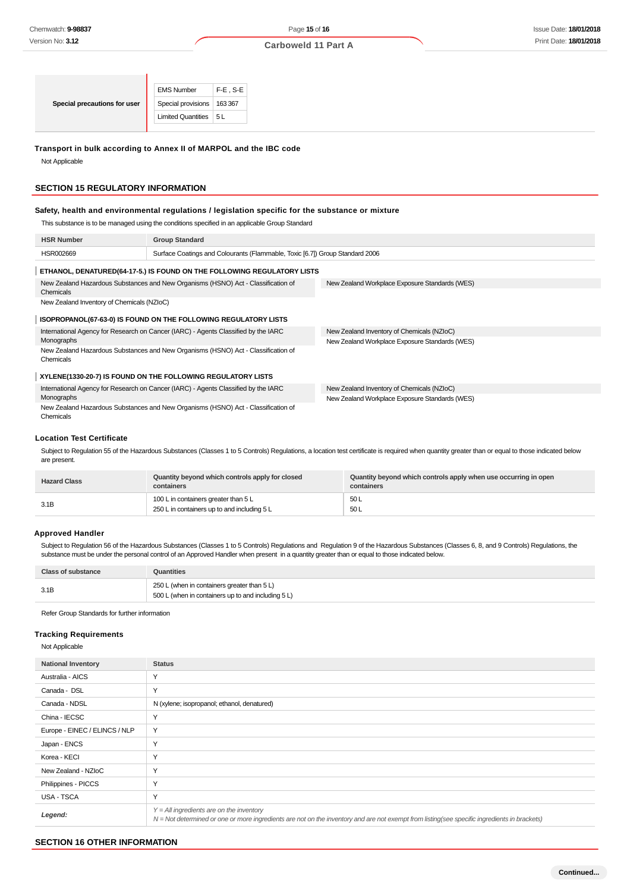| Special precautions for user | | |
|---|---|---|
| | EMS Number | F-E , S-E |
| | Special provisions | 163 367 |
| | Limited Quantities | 5 L |

**Transport in bulk according to Annex II of MARPOL and the IBC code**

Not Applicable

## SECTION 15 REGULATORY INFORMATION

**Safety, health and environmental regulations / legislation specific for the substance or mixture**

This substance is to be managed using the conditions specified in an applicable Group Standard

| HSR Number | Group Standard |
|---|---|
| HSR002669 | Surface Coatings and Colourants (Flammable, Toxic [6.7]) Group Standard 2006 |

**ETHANOL, DENATURED(64-17-5.) IS FOUND ON THE FOLLOWING REGULATORY LISTS**

- New Zealand Hazardous Substances and New Organisms (HSNO) Act - Classification of Chemicals
- New Zealand Inventory of Chemicals (NZIoC)
- New Zealand Workplace Exposure Standards (WES)

**ISOPROPANOL(67-63-0) IS FOUND ON THE FOLLOWING REGULATORY LISTS**

- International Agency for Research on Cancer (IARC) - Agents Classified by the IARC Monographs
- New Zealand Hazardous Substances and New Organisms (HSNO) Act - Classification of Chemicals
- New Zealand Inventory of Chemicals (NZIoC)
- New Zealand Workplace Exposure Standards (WES)

**XYLENE(1330-20-7) IS FOUND ON THE FOLLOWING REGULATORY LISTS**

- International Agency for Research on Cancer (IARC) - Agents Classified by the IARC Monographs
- New Zealand Hazardous Substances and New Organisms (HSNO) Act - Classification of Chemicals
- New Zealand Inventory of Chemicals (NZIoC)
- New Zealand Workplace Exposure Standards (WES)

**Location Test Certificate**

Subject to Regulation 55 of the Hazardous Substances (Classes 1 to 5 Controls) Regulations, a location test certificate is required when quantity greater than or equal to those indicated below are present.

| Hazard Class | Quantity beyond which controls apply for closed containers | Quantity beyond which controls apply when use occurring in open containers |
|---|---|---|
| 3.1B | 100 L in containers greater than 5 L<br>250 L in containers up to and including 5 L | 50 L<br>50 L |

**Approved Handler**

Subject to Regulation 56 of the Hazardous Substances (Classes 1 to 5 Controls) Regulations and Regulation 9 of the Hazardous Substances (Classes 6, 8, and 9 Controls) Regulations, the substance must be under the personal control of an Approved Handler when present in a quantity greater than or equal to those indicated below.

| Class of substance | Quantities |
|---|---|
| 3.1B | 250 L (when in containers greater than 5 L)<br>500 L (when in containers up to and including 5 L) |

Refer Group Standards for further information

**Tracking Requirements**

Not Applicable

| National Inventory | Status |
|---|---|
| Australia - AICS | Y |
| Canada - DSL | Y |
| Canada - NDSL | N (xylene; isopropanol; ethanol, denatured) |
| China - IECSC | Y |
| Europe - EINEC / ELINCS / NLP | Y |
| Japan - ENCS | Y |
| Korea - KECI | Y |
| New Zealand - NZIoC | Y |
| Philippines - PICCS | Y |
| USA - TSCA | Y |
| ***Legend:*** | *Y = All ingredients are on the inventory*<br>*N = Not determined or one or more ingredients are not on the inventory and are not exempt from listing(see specific ingredients in brackets)* |

## SECTION 16 OTHER INFORMATION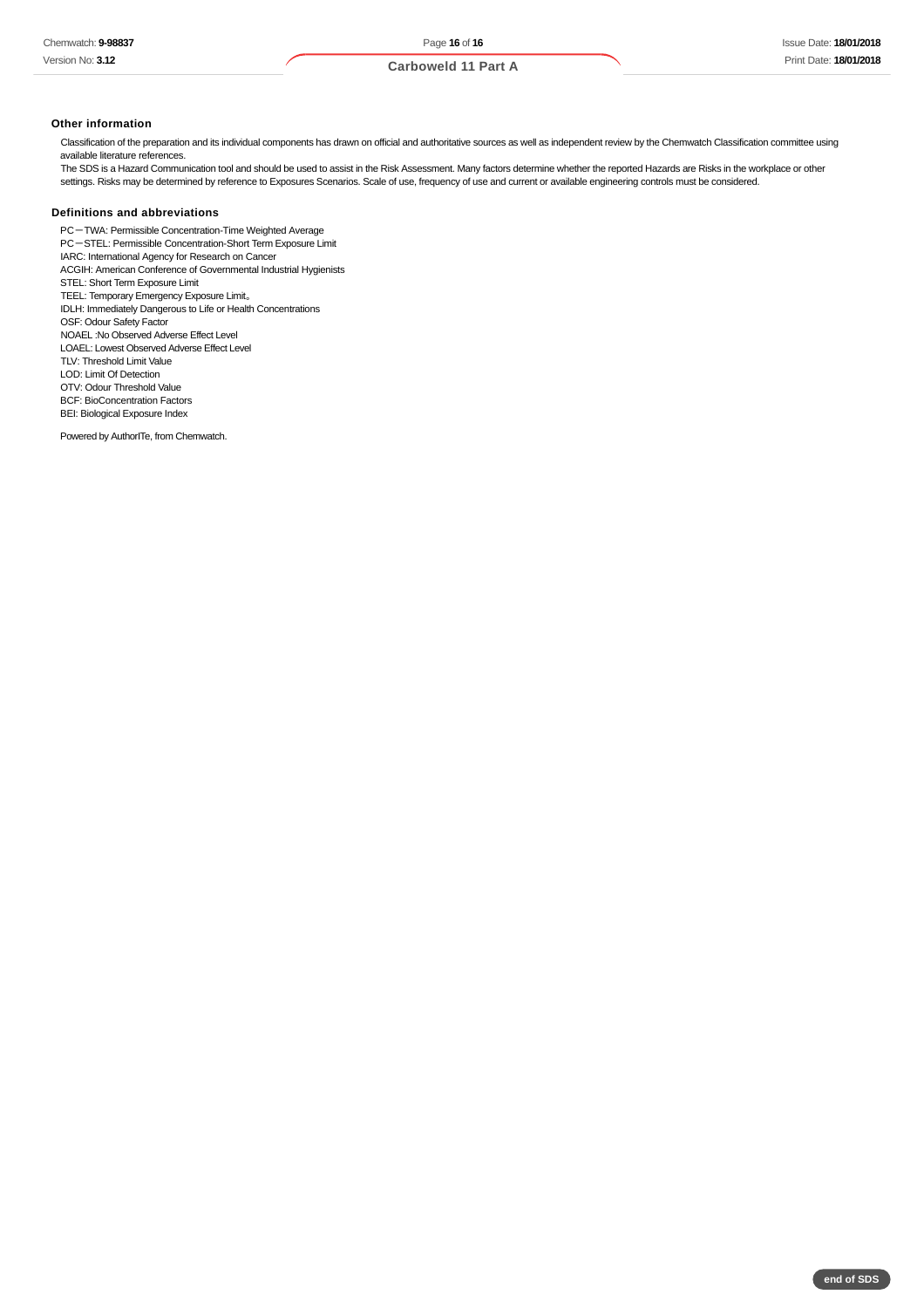### Other information

Classification of the preparation and its individual components has drawn on official and authoritative sources as well as independent review by the Chemwatch Classification committee using available literature references.
The SDS is a Hazard Communication tool and should be used to assist in the Risk Assessment. Many factors determine whether the reported Hazards are Risks in the workplace or other settings. Risks may be determined by reference to Exposures Scenarios. Scale of use, frequency of use and current or available engineering controls must be considered.

### Definitions and abbreviations

PC－TWA: Permissible Concentration-Time Weighted Average
PC－STEL: Permissible Concentration-Short Term Exposure Limit
IARC: International Agency for Research on Cancer
ACGIH: American Conference of Governmental Industrial Hygienists
STEL: Short Term Exposure Limit
TEEL: Temporary Emergency Exposure Limit。
IDLH: Immediately Dangerous to Life or Health Concentrations
OSF: Odour Safety Factor
NOAEL :No Observed Adverse Effect Level
LOAEL: Lowest Observed Adverse Effect Level
TLV: Threshold Limit Value
LOD: Limit Of Detection
OTV: Odour Threshold Value
BCF: BioConcentration Factors
BEI: Biological Exposure Index

Powered by AuthorITe, from Chemwatch.

end of SDS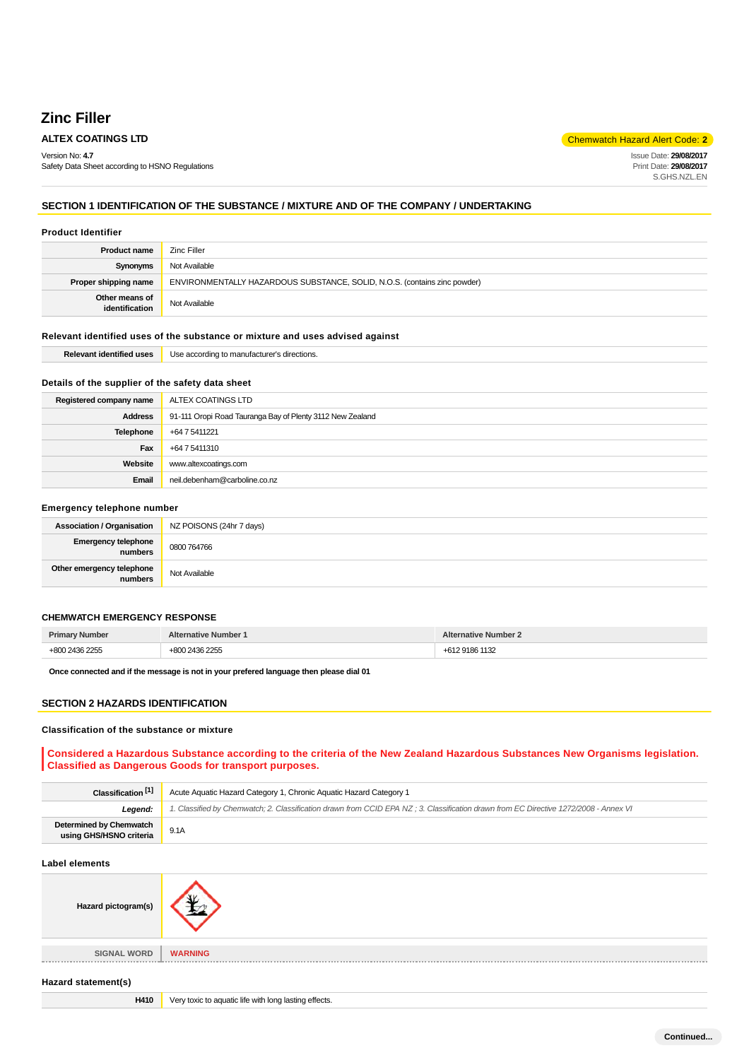# Zinc Filler

**ALTEX COATINGS LTD**

Chemwatch Hazard Alert Code: **2**

Version No: **4.7**
Safety Data Sheet according to HSNO Regulations

Issue Date: **29/08/2017**
Print Date: **29/08/2017**
S.GHS.NZL.EN

## SECTION 1 IDENTIFICATION OF THE SUBSTANCE / MIXTURE AND OF THE COMPANY / UNDERTAKING

### Product Identifier

| | |
|---|---|
| **Product name** | Zinc Filler |
| **Synonyms** | Not Available |
| **Proper shipping name** | ENVIRONMENTALLY HAZARDOUS SUBSTANCE, SOLID, N.O.S. (contains zinc powder) |
| **Other means of identification** | Not Available |

### Relevant identified uses of the substance or mixture and uses advised against

| | |
|---|---|
| **Relevant identified uses** | Use according to manufacturer's directions. |

### Details of the supplier of the safety data sheet

| | |
|---|---|
| **Registered company name** | ALTEX COATINGS LTD |
| **Address** | 91-111 Oropi Road Tauranga Bay of Plenty 3112 New Zealand |
| **Telephone** | +64 7 5411221 |
| **Fax** | +64 7 5411310 |
| **Website** | www.altexcoatings.com |
| **Email** | neil.debenham@carboline.co.nz |

### Emergency telephone number

| | |
|---|---|
| **Association / Organisation** | NZ POISONS (24hr 7 days) |
| **Emergency telephone numbers** | 0800 764766 |
| **Other emergency telephone numbers** | Not Available |

### CHEMWATCH EMERGENCY RESPONSE

| Primary Number | Alternative Number 1 | Alternative Number 2 |
|---|---|---|
| +800 2436 2255 | +800 2436 2255 | +612 9186 1132 |

**Once connected and if the message is not in your prefered language then please dial 01**

## SECTION 2 HAZARDS IDENTIFICATION

### Classification of the substance or mixture

**Considered a Hazardous Substance according to the criteria of the New Zealand Hazardous Substances New Organisms legislation. Classified as Dangerous Goods for transport purposes.**

| | |
|---|---|
| **Classification [1]** | Acute Aquatic Hazard Category 1, Chronic Aquatic Hazard Category 1 |
| ***Legend:*** | *1. Classified by Chemwatch; 2. Classification drawn from CCID EPA NZ ; 3. Classification drawn from EC Directive 1272/2008 - Annex VI* |
| **Determined by Chemwatch using GHS/HSNO criteria** | 9.1A |

### Label elements

| | |
|---|---|
| **Hazard pictogram(s)** | |
| **SIGNAL WORD** | **WARNING** |

### Hazard statement(s)

| | |
|---|---|
| **H410** | Very toxic to aquatic life with long lasting effects. |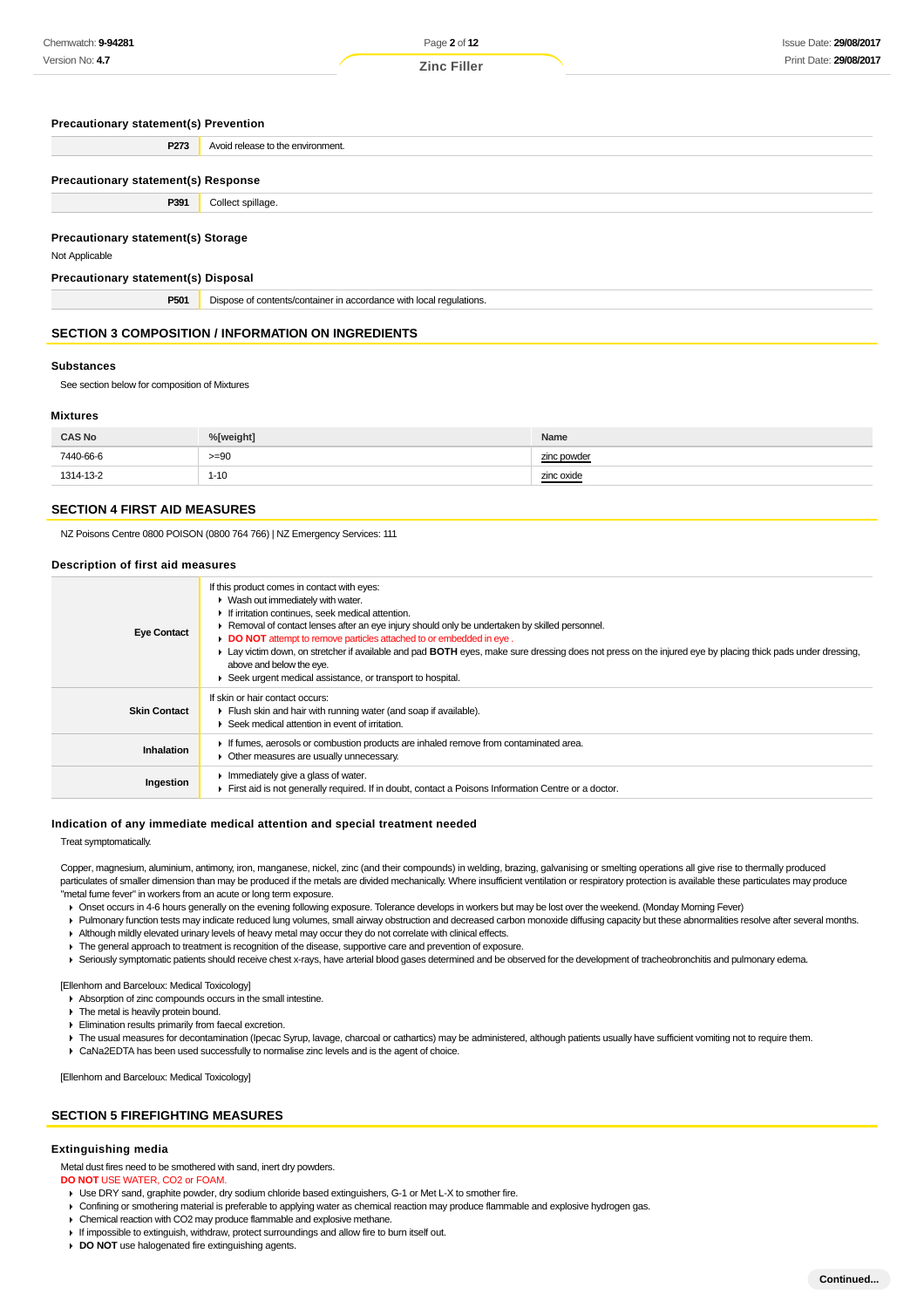### Precautionary statement(s) Prevention

| | |
|---|---|
| P273 | Avoid release to the environment. |

### Precautionary statement(s) Response

| | |
|---|---|
| P391 | Collect spillage. |

### Precautionary statement(s) Storage

Not Applicable

### Precautionary statement(s) Disposal

| | |
|---|---|
| P501 | Dispose of contents/container in accordance with local regulations. |

## SECTION 3 COMPOSITION / INFORMATION ON INGREDIENTS

### Substances

See section below for composition of Mixtures

### Mixtures

| CAS No | %[weight] | Name |
|---|---|---|
| 7440-66-6 | >=90 | zinc powder |
| 1314-13-2 | 1-10 | zinc oxide |

## SECTION 4 FIRST AID MEASURES

NZ Poisons Centre 0800 POISON (0800 764 766) | NZ Emergency Services: 111

### Description of first aid measures

| | |
|---|---|
| **Eye Contact** | If this product comes in contact with eyes:<br>▸ Wash out immediately with water.<br>▸ If irritation continues, seek medical attention.<br>▸ Removal of contact lenses after an eye injury should only be undertaken by skilled personnel.<br>▸ **DO NOT** attempt to remove particles attached to or embedded in eye .<br>▸ Lay victim down, on stretcher if available and pad **BOTH** eyes, make sure dressing does not press on the injured eye by placing thick pads under dressing, above and below the eye.<br>▸ Seek urgent medical assistance, or transport to hospital. |
| **Skin Contact** | If skin or hair contact occurs:<br>▸ Flush skin and hair with running water (and soap if available).<br>▸ Seek medical attention in event of irritation. |
| **Inhalation** | ▸ If fumes, aerosols or combustion products are inhaled remove from contaminated area.<br>▸ Other measures are usually unnecessary. |
| **Ingestion** | ▸ Immediately give a glass of water.<br>▸ First aid is not generally required. If in doubt, contact a Poisons Information Centre or a doctor. |

### Indication of any immediate medical attention and special treatment needed

Treat symptomatically.

Copper, magnesium, aluminium, antimony, iron, manganese, nickel, zinc (and their compounds) in welding, brazing, galvanising or smelting operations all give rise to thermally produced particulates of smaller dimension than may be produced if the metals are divided mechanically. Where insufficient ventilation or respiratory protection is available these particulates may produce "metal fume fever" in workers from an acute or long term exposure.

- Onset occurs in 4-6 hours generally on the evening following exposure. Tolerance develops in workers but may be lost over the weekend. (Monday Morning Fever)
- Pulmonary function tests may indicate reduced lung volumes, small airway obstruction and decreased carbon monoxide diffusing capacity but these abnormalities resolve after several months.
- Although mildly elevated urinary levels of heavy metal may occur they do not correlate with clinical effects.
- The general approach to treatment is recognition of the disease, supportive care and prevention of exposure.
- Seriously symptomatic patients should receive chest x-rays, have arterial blood gases determined and be observed for the development of tracheobronchitis and pulmonary edema.

[Ellenhorn and Barceloux: Medical Toxicology]

- Absorption of zinc compounds occurs in the small intestine.
- The metal is heavily protein bound.
- Elimination results primarily from faecal excretion.
- The usual measures for decontamination (Ipecac Syrup, lavage, charcoal or cathartics) may be administered, although patients usually have sufficient vomiting not to require them.
- CaNa2EDTA has been used successfully to normalise zinc levels and is the agent of choice.

[Ellenhorn and Barceloux: Medical Toxicology]

## SECTION 5 FIREFIGHTING MEASURES

### Extinguishing media

Metal dust fires need to be smothered with sand, inert dry powders.

**DO NOT** USE WATER, CO2 or FOAM.

- Use DRY sand, graphite powder, dry sodium chloride based extinguishers, G-1 or Met L-X to smother fire.
- Confining or smothering material is preferable to applying water as chemical reaction may produce flammable and explosive hydrogen gas.
- Chemical reaction with CO2 may produce flammable and explosive methane.
- If impossible to extinguish, withdraw, protect surroundings and allow fire to burn itself out.
- **DO NOT** use halogenated fire extinguishing agents.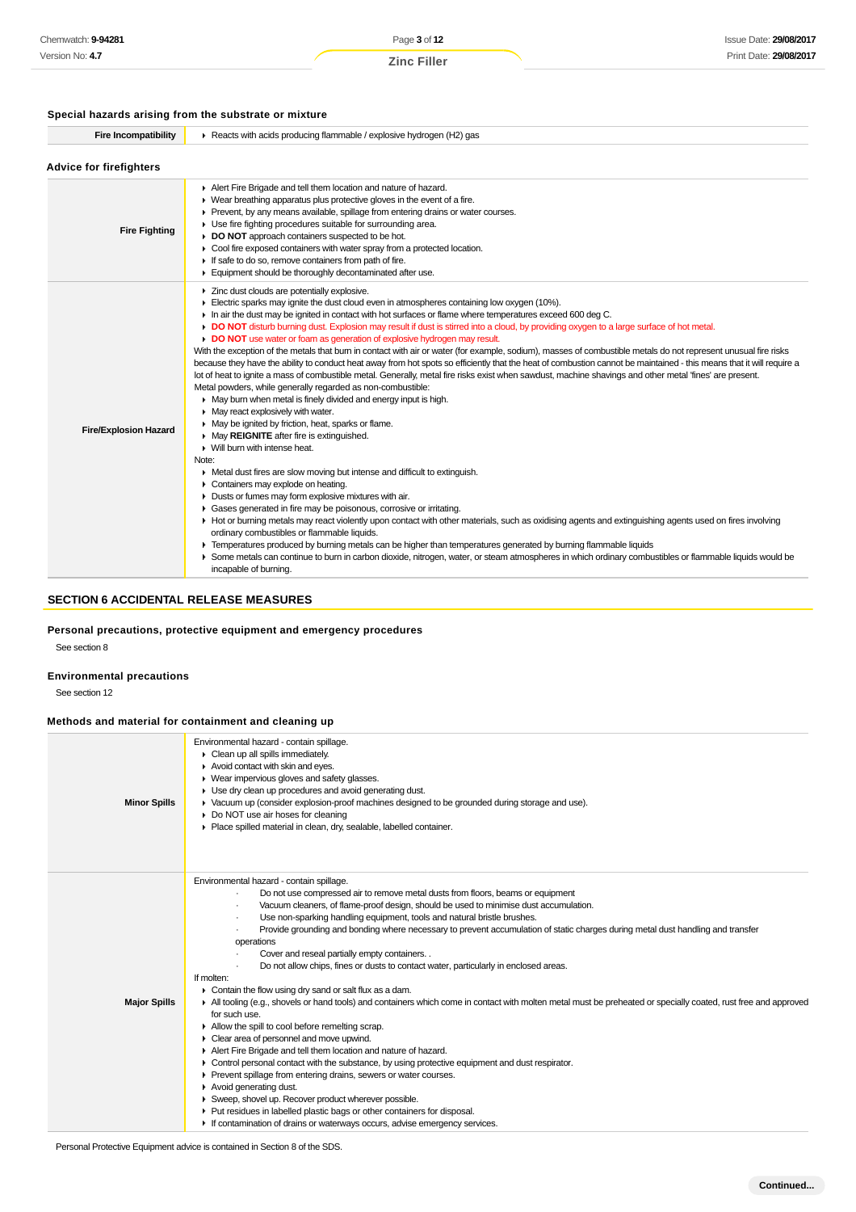### Special hazards arising from the substrate or mixture

| | |
|---|---|
| **Fire Incompatibility** | Reacts with acids producing flammable / explosive hydrogen (H2) gas |

### Advice for firefighters

| | |
|---|---|
| **Fire Fighting** | • Alert Fire Brigade and tell them location and nature of hazard.<br>• Wear breathing apparatus plus protective gloves in the event of a fire.<br>• Prevent, by any means available, spillage from entering drains or water courses.<br>• Use fire fighting procedures suitable for surrounding area.<br>• **DO NOT** approach containers suspected to be hot.<br>• Cool fire exposed containers with water spray from a protected location.<br>• If safe to do so, remove containers from path of fire.<br>• Equipment should be thoroughly decontaminated after use. |
| **Fire/Explosion Hazard** | • Zinc dust clouds are potentially explosive.<br>• Electric sparks may ignite the dust cloud even in atmospheres containing low oxygen (10%).<br>• In air the dust may be ignited in contact with hot surfaces or flame where temperatures exceed 600 deg C.<br>• **DO NOT** disturb burning dust. Explosion may result if dust is stirred into a cloud, by providing oxygen to a large surface of hot metal.<br>• **DO NOT** use water or foam as generation of explosive hydrogen may result.<br>With the exception of the metals that burn in contact with air or water (for example, sodium), masses of combustible metals do not represent unusual fire risks because they have the ability to conduct heat away from hot spots so efficiently that the heat of combustion cannot be maintained - this means that it will require a lot of heat to ignite a mass of combustible metal. Generally, metal fire risks exist when sawdust, machine shavings and other metal 'fines' are present.<br>Metal powders, while generally regarded as non-combustible:<br>• May burn when metal is finely divided and energy input is high.<br>• May react explosively with water.<br>• May be ignited by friction, heat, sparks or flame.<br>• May **REIGNITE** after fire is extinguished.<br>• Will burn with intense heat.<br>Note:<br>• Metal dust fires are slow moving but intense and difficult to extinguish.<br>• Containers may explode on heating.<br>• Dusts or fumes may form explosive mixtures with air.<br>• Gases generated in fire may be poisonous, corrosive or irritating.<br>• Hot or burning metals may react violently upon contact with other materials, such as oxidising agents and extinguishing agents used on fires involving ordinary combustibles or flammable liquids.<br>• Temperatures produced by burning metals can be higher than temperatures generated by burning flammable liquids<br>• Some metals can continue to burn in carbon dioxide, nitrogen, water, or steam atmospheres in which ordinary combustibles or flammable liquids would be incapable of burning. |

## SECTION 6 ACCIDENTAL RELEASE MEASURES

### Personal precautions, protective equipment and emergency procedures

See section 8

### Environmental precautions

See section 12

### Methods and material for containment and cleaning up

| | |
|---|---|
| **Minor Spills** | Environmental hazard - contain spillage.<br>• Clean up all spills immediately.<br>• Avoid contact with skin and eyes.<br>• Wear impervious gloves and safety glasses.<br>• Use dry clean up procedures and avoid generating dust.<br>• Vacuum up (consider explosion-proof machines designed to be grounded during storage and use).<br>• Do NOT use air hoses for cleaning<br>• Place spilled material in clean, dry, sealable, labelled container. |
| **Major Spills** | Environmental hazard - contain spillage.<br>· Do not use compressed air to remove metal dusts from floors, beams or equipment<br>· Vacuum cleaners, of flame-proof design, should be used to minimise dust accumulation.<br>· Use non-sparking handling equipment, tools and natural bristle brushes.<br>· Provide grounding and bonding where necessary to prevent accumulation of static charges during metal dust handling and transfer operations<br>· Cover and reseal partially empty containers. .<br>· Do not allow chips, fines or dusts to contact water, particularly in enclosed areas.<br>If molten:<br>• Contain the flow using dry sand or salt flux as a dam.<br>• All tooling (e.g., shovels or hand tools) and containers which come in contact with molten metal must be preheated or specially coated, rust free and approved for such use.<br>• Allow the spill to cool before remelting scrap.<br>• Clear area of personnel and move upwind.<br>• Alert Fire Brigade and tell them location and nature of hazard.<br>• Control personal contact with the substance, by using protective equipment and dust respirator.<br>• Prevent spillage from entering drains, sewers or water courses.<br>• Avoid generating dust.<br>• Sweep, shovel up. Recover product wherever possible.<br>• Put residues in labelled plastic bags or other containers for disposal.<br>• If contamination of drains or waterways occurs, advise emergency services. |

Personal Protective Equipment advice is contained in Section 8 of the SDS.

**Continued...**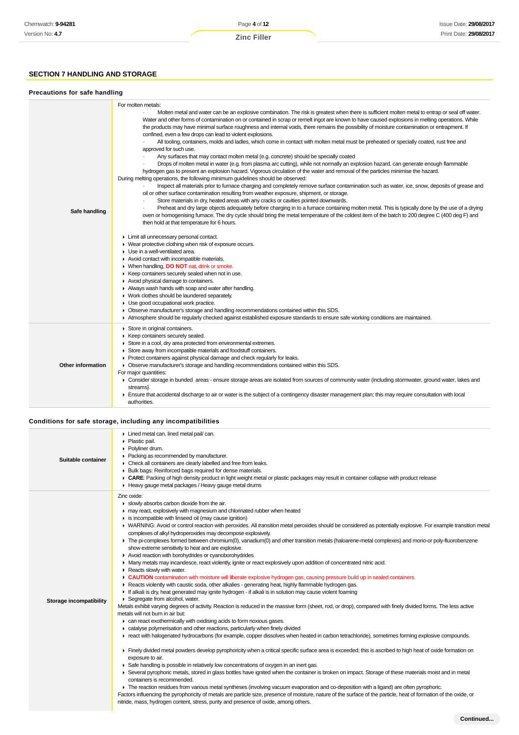## SECTION 7 HANDLING AND STORAGE

### Precautions for safe handling

| | |
|---|---|
| **Safe handling** | For molten metals:<br>· Molten metal and water can be an explosive combination. The risk is greatest when there is sufficient molten metal to entrap or seal off water. Water and other forms of contamination on or contained in scrap or remelt ingot are known to have caused explosions in melting operations. While the products may have minimal surface roughness and internal voids, there remains the possibility of moisture contamination or entrapment. If confined, even a few drops can lead to violent explosions.<br>· All tooling, containers, molds and ladles, which come in contact with molten metal must be preheated or specially coated, rust free and approved for such use.<br>· Any surfaces that may contact molten metal (e.g. concrete) should be specially coated<br>· Drops of molten metal in water (e.g. from plasma arc cutting), while not normally an explosion hazard, can generate enough flammable hydrogen gas to present an explosion hazard. Vigorous circulation of the water and removal of the particles minimise the hazard.<br>During melting operations, the following minimum guidelines should be observed:<br>· Inspect all materials prior to furnace charging and completely remove surface contamination such as water, ice, snow, deposits of grease and oil or other surface contamination resulting from weather exposure, shipment, or storage.<br>· Store materials in dry, heated areas with any cracks or cavities pointed downwards.<br>· Preheat and dry large objects adequately before charging in to a furnace containing molten metal. This is typically done by the use of a drying oven or homogenising furnace. The dry cycle should bring the metal temperature of the coldest item of the batch to 200 degree C (400 deg F) and then hold at that temperature for 6 hours.<br><br>▸ Limit all unnecessary personal contact.<br>▸ Wear protective clothing when risk of exposure occurs.<br>▸ Use in a well-ventilated area.<br>▸ Avoid contact with incompatible materials.<br>▸ When handling, **DO NOT** eat, drink or smoke.<br>▸ Keep containers securely sealed when not in use.<br>▸ Avoid physical damage to containers.<br>▸ Always wash hands with soap and water after handling.<br>▸ Work clothes should be laundered separately.<br>▸ Use good occupational work practice.<br>▸ Observe manufacturer's storage and handling recommendations contained within this SDS.<br>▸ Atmosphere should be regularly checked against established exposure standards to ensure safe working conditions are maintained. |
| **Other information** | ▸ Store in original containers.<br>▸ Keep containers securely sealed.<br>▸ Store in a cool, dry area protected from environmental extremes.<br>▸ Store away from incompatible materials and foodstuff containers.<br>▸ Protect containers against physical damage and check regularly for leaks.<br>▸ Observe manufacturer's storage and handling recommendations contained within this SDS.<br>For major quantities:<br>▸ Consider storage in bunded areas - ensure storage areas are isolated from sources of community water (including stormwater, ground water, lakes and streams}.<br>▸ Ensure that accidental discharge to air or water is the subject of a contingency disaster management plan; this may require consultation with local authorities. |

### Conditions for safe storage, including any incompatibilities

| | |
|---|---|
| **Suitable container** | ▸ Lined metal can, lined metal pail/ can.<br>▸ Plastic pail.<br>▸ Polyliner drum.<br>▸ Packing as recommended by manufacturer.<br>▸ Check all containers are clearly labelled and free from leaks.<br>▸ Bulk bags: Reinforced bags required for dense materials.<br>▸ **CARE**: Packing of high density product in light weight metal or plastic packages may result in container collapse with product release<br>▸ Heavy gauge metal packages / Heavy gauge metal drums |
| **Storage incompatibility** | Zinc oxide:<br>▸ slowly absorbs carbon dioxide from the air.<br>▸ may react, explosively with magnesium and chlorinated rubber when heated<br>▸ is incompatible with linseed oil (may cause ignition)<br>▸ WARNING: Avoid or control reaction with peroxides. All *transition metal* peroxides should be considered as potentially explosive. For example transition metal complexes of alkyl hydroperoxides may decompose explosively.<br>▸ The pi-complexes formed between chromium(0), vanadium(0) and other transition metals (haloarene-metal complexes) and mono-or poly-fluorobenzene show extreme sensitivity to heat and are explosive.<br>▸ Avoid reaction with borohydrides or cyanoborohydrides<br>▸ Many metals may incandesce, react violently, ignite or react explosively upon addition of concentrated nitric acid.<br>▸ Reacts slowly with water.<br>▸ **CAUTION** contamination with moisture will liberate explosive hydrogen gas, causing pressure build up in sealed containers.<br>▸ Reacts violently with caustic soda, other alkalies - generating heat, highly flammable hydrogen gas.<br>▸ If alkali is dry, heat generated may ignite hydrogen - if alkali is in solution may cause violent foaming<br>▸ Segregate from alcohol, water.<br>Metals exhibit varying degrees of activity. Reaction is reduced in the massive form (sheet, rod, or drop), compared with finely divided forms. The less active metals will not burn in air but:<br>▸ can react exothermically with oxidising acids to form noxious gases.<br>▸ catalyse polymerisation and other reactions, particularly when finely divided<br>▸ react with halogenated hydrocarbons (for example, copper dissolves when heated in carbon tetrachloride), sometimes forming explosive compounds.<br><br>▸ Finely divided metal powders develop pyrophoricity when a critical specific surface area is exceeded; this is ascribed to high heat of oxide formation on exposure to air.<br>▸ Safe handling is possible in relatively low concentrations of oxygen in an inert gas.<br>▸ Several pyrophoric metals, stored in glass bottles have ignited when the container is broken on impact. Storage of these materials moist and in metal containers is recommended.<br>▸ The reaction residues from various metal syntheses (involving vacuum evaporation and co-deposition with a ligand) are often pyrophoric.<br>Factors influencing the pyrophoricity of metals are particle size, presence of moisture, nature of the surface of the particle, heat of formation of the oxide, or nitride, mass, hydrogen content, stress, purity and presence of oxide, among others. |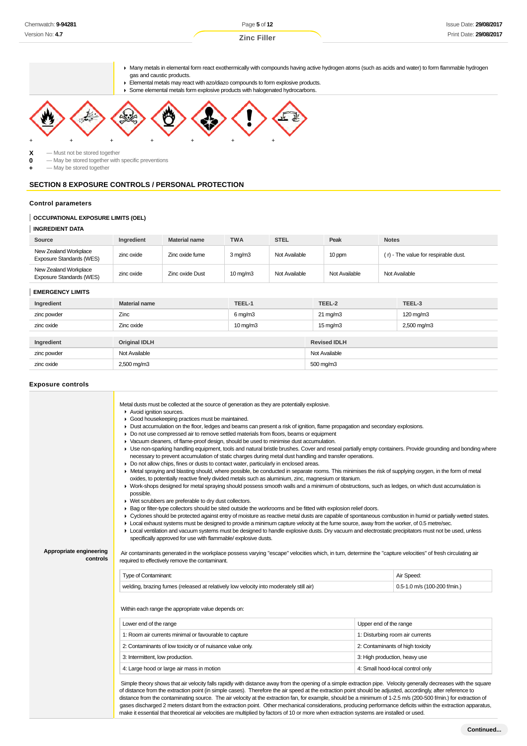- Many metals in elemental form react exothermically with compounds having active hydrogen atoms (such as acids and water) to form flammable hydrogen gas and caustic products.
- Elemental metals may react with azo/diazo compounds to form explosive products.
- Some elemental metals form explosive products with halogenated hydrocarbons.

| + | + | + | + | + | + | + |
|---|---|---|---|---|---|---|

**X** — Must not be stored together
**0** — May be stored together with specific preventions
**+** — May be stored together

## SECTION 8 EXPOSURE CONTROLS / PERSONAL PROTECTION

### Control parameters

**OCCUPATIONAL EXPOSURE LIMITS (OEL)**

**INGREDIENT DATA**

| Source | Ingredient | Material name | TWA | STEL | Peak | Notes |
|---|---|---|---|---|---|---|
| New Zealand Workplace Exposure Standards (WES) | zinc oxide | Zinc oxide fume | 3 mg/m3 | Not Available | 10 ppm | ( r) - The value for respirable dust. |
| New Zealand Workplace Exposure Standards (WES) | zinc oxide | Zinc oxide Dust | 10 mg/m3 | Not Available | Not Available | Not Available |

**EMERGENCY LIMITS**

| Ingredient | Material name | TEEL-1 | TEEL-2 | TEEL-3 |
|---|---|---|---|---|
| zinc powder | Zinc | 6 mg/m3 | 21 mg/m3 | 120 mg/m3 |
| zinc oxide | Zinc oxide | 10 mg/m3 | 15 mg/m3 | 2,500 mg/m3 |

| Ingredient | Original IDLH | Revised IDLH |
|---|---|---|
| zinc powder | Not Available | Not Available |
| zinc oxide | 2,500 mg/m3 | 500 mg/m3 |

### Exposure controls

**Appropriate engineering controls**

Metal dusts must be collected at the source of generation as they are potentially explosive.

- Avoid ignition sources.
- Good housekeeping practices must be maintained.
- Dust accumulation on the floor, ledges and beams can present a risk of ignition, flame propagation and secondary explosions.
- Do not use compressed air to remove settled materials from floors, beams or equipment
- Vacuum cleaners, of flame-proof design, should be used to minimise dust accumulation.
- Use non-sparking handling equipment, tools and natural bristle brushes. Cover and reseal partially empty containers. Provide grounding and bonding where necessary to prevent accumulation of static charges during metal dust handling and transfer operations.
- Do not allow chips, fines or dusts to contact water, particularly in enclosed areas.
- Metal spraying and blasting should, where possible, be conducted in separate rooms. This minimises the risk of supplying oxygen, in the form of metal oxides, to potentially reactive finely divided metals such as aluminium, zinc, magnesium or titanium.
- Work-shops designed for metal spraying should possess smooth walls and a minimum of obstructions, such as ledges, on which dust accumulation is possible.
- Wet scrubbers are preferable to dry dust collectors.
- Bag or filter-type collectors should be sited outside the workrooms and be fitted with explosion relief doors.
- Cyclones should be protected against entry of moisture as reactive metal dusts are capable of spontaneous combustion in humid or partially wetted states.
- Local exhaust systems must be designed to provide a minimum capture velocity at the fume source, away from the worker, of 0.5 metre/sec.
- Local ventilation and vacuum systems must be designed to handle explosive dusts. Dry vacuum and electrostatic precipitators must not be used, unless specifically approved for use with flammable/ explosive dusts.

Air contaminants generated in the workplace possess varying "escape" velocities which, in turn, determine the "capture velocities" of fresh circulating air required to effectively remove the contaminant.

| Type of Contaminant: | Air Speed: |
|---|---|
| welding, brazing fumes (released at relatively low velocity into moderately still air) | 0.5-1.0 m/s (100-200 f/min.) |

Within each range the appropriate value depends on:

| Lower end of the range | Upper end of the range |
|---|---|
| 1: Room air currents minimal or favourable to capture | 1: Disturbing room air currents |
| 2: Contaminants of low toxicity or of nuisance value only. | 2: Contaminants of high toxicity |
| 3: Intermittent, low production. | 3: High production, heavy use |
| 4: Large hood or large air mass in motion | 4: Small hood-local control only |

Simple theory shows that air velocity falls rapidly with distance away from the opening of a simple extraction pipe. Velocity generally decreases with the square of distance from the extraction point (in simple cases). Therefore the air speed at the extraction point should be adjusted, accordingly, after reference to distance from the contaminating source. The air velocity at the extraction fan, for example, should be a minimum of 1-2.5 m/s (200-500 f/min) for extraction of gases discharged 2 meters distant from the extraction point. Other mechanical considerations, producing performance deficits within the extraction apparatus, make it essential that theoretical air velocities are multiplied by factors of 10 or more when extraction systems are installed or used.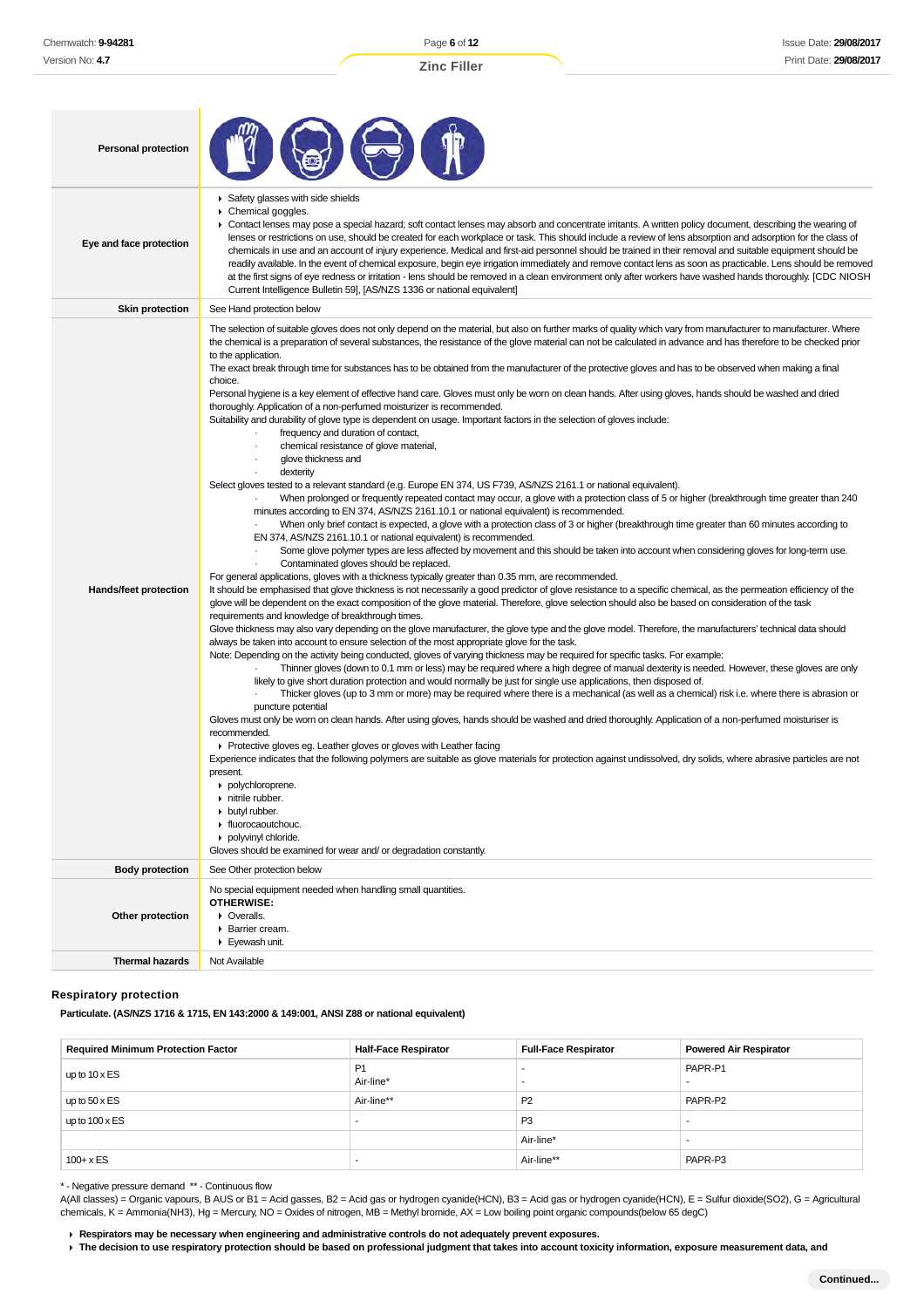| | |
|---|---|
| **Personal protection** | |
| **Eye and face protection** | ▸ Safety glasses with side shields<br>▸ Chemical goggles.<br>▸ Contact lenses may pose a special hazard; soft contact lenses may absorb and concentrate irritants. A written policy document, describing the wearing of lenses or restrictions on use, should be created for each workplace or task. This should include a review of lens absorption and adsorption for the class of chemicals in use and an account of injury experience. Medical and first-aid personnel should be trained in their removal and suitable equipment should be readily available. In the event of chemical exposure, begin eye irrigation immediately and remove contact lens as soon as practicable. Lens should be removed at the first signs of eye redness or irritation - lens should be removed in a clean environment only after workers have washed hands thoroughly. [CDC NIOSH Current Intelligence Bulletin 59], [AS/NZS 1336 or national equivalent] |
| **Skin protection** | See Hand protection below |
| **Hands/feet protection** | The selection of suitable gloves does not only depend on the material, but also on further marks of quality which vary from manufacturer to manufacturer. Where the chemical is a preparation of several substances, the resistance of the glove material can not be calculated in advance and has therefore to be checked prior to the application.<br>The exact break through time for substances has to be obtained from the manufacturer of the protective gloves and has to be observed when making a final choice.<br>Personal hygiene is a key element of effective hand care. Gloves must only be worn on clean hands. After using gloves, hands should be washed and dried thoroughly. Application of a non-perfumed moisturizer is recommended.<br>Suitability and durability of glove type is dependent on usage. Important factors in the selection of gloves include:<br>· frequency and duration of contact,<br>· chemical resistance of glove material,<br>· glove thickness and<br>· dexterity<br>Select gloves tested to a relevant standard (e.g. Europe EN 374, US F739, AS/NZS 2161.1 or national equivalent).<br>· When prolonged or frequently repeated contact may occur, a glove with a protection class of 5 or higher (breakthrough time greater than 240 minutes according to EN 374, AS/NZS 2161.10.1 or national equivalent) is recommended.<br>· When only brief contact is expected, a glove with a protection class of 3 or higher (breakthrough time greater than 60 minutes according to EN 374, AS/NZS 2161.10.1 or national equivalent) is recommended.<br>· Some glove polymer types are less affected by movement and this should be taken into account when considering gloves for long-term use.<br>· Contaminated gloves should be replaced.<br>For general applications, gloves with a thickness typically greater than 0.35 mm, are recommended.<br>It should be emphasised that glove thickness is not necessarily a good predictor of glove resistance to a specific chemical, as the permeation efficiency of the glove will be dependent on the exact composition of the glove material. Therefore, glove selection should also be based on consideration of the task requirements and knowledge of breakthrough times.<br>Glove thickness may also vary depending on the glove manufacturer, the glove type and the glove model. Therefore, the manufacturers' technical data should always be taken into account to ensure selection of the most appropriate glove for the task.<br>Note: Depending on the activity being conducted, gloves of varying thickness may be required for specific tasks. For example:<br>· Thinner gloves (down to 0.1 mm or less) may be required where a high degree of manual dexterity is needed. However, these gloves are only likely to give short duration protection and would normally be just for single use applications, then disposed of.<br>· Thicker gloves (up to 3 mm or more) may be required where there is a mechanical (as well as a chemical) risk i.e. where there is abrasion or puncture potential<br>Gloves must only be worn on clean hands. After using gloves, hands should be washed and dried thoroughly. Application of a non-perfumed moisturiser is recommended.<br>▸ Protective gloves eg. Leather gloves or gloves with Leather facing<br>Experience indicates that the following polymers are suitable as glove materials for protection against undissolved, dry solids, where abrasive particles are not present.<br>▸ polychloroprene.<br>▸ nitrile rubber.<br>▸ butyl rubber.<br>▸ fluorocaoutchouc.<br>▸ polyvinyl chloride.<br>Gloves should be examined for wear and/ or degradation constantly. |
| **Body protection** | See Other protection below |
| **Other protection** | No special equipment needed when handling small quantities.<br>**OTHERWISE:**<br>▸ Overalls.<br>▸ Barrier cream.<br>▸ Eyewash unit. |
| **Thermal hazards** | Not Available |

### Respiratory protection

**Particulate. (AS/NZS 1716 & 1715, EN 143:2000 & 149:001, ANSI Z88 or national equivalent)**

| Required Minimum Protection Factor | Half-Face Respirator | Full-Face Respirator | Powered Air Respirator |
|---|---|---|---|
| up to 10 x ES | P1<br>Air-line* | -<br>- | PAPR-P1<br>- |
| up to 50 x ES | Air-line** | P2 | PAPR-P2 |
| up to 100 x ES | - | P3 | - |
| | | Air-line* | - |
| 100+ x ES | - | Air-line** | PAPR-P3 |

\* - Negative pressure demand ** - Continuous flow

A(All classes) = Organic vapours, B AUS or B1 = Acid gasses, B2 = Acid gas or hydrogen cyanide(HCN), B3 = Acid gas or hydrogen cyanide(HCN), E = Sulfur dioxide(SO2), G = Agricultural chemicals, K = Ammonia(NH3), Hg = Mercury, NO = Oxides of nitrogen, MB = Methyl bromide, AX = Low boiling point organic compounds(below 65 degC)

- **Respirators may be necessary when engineering and administrative controls do not adequately prevent exposures.**
- **The decision to use respiratory protection should be based on professional judgment that takes into account toxicity information, exposure measurement data, and**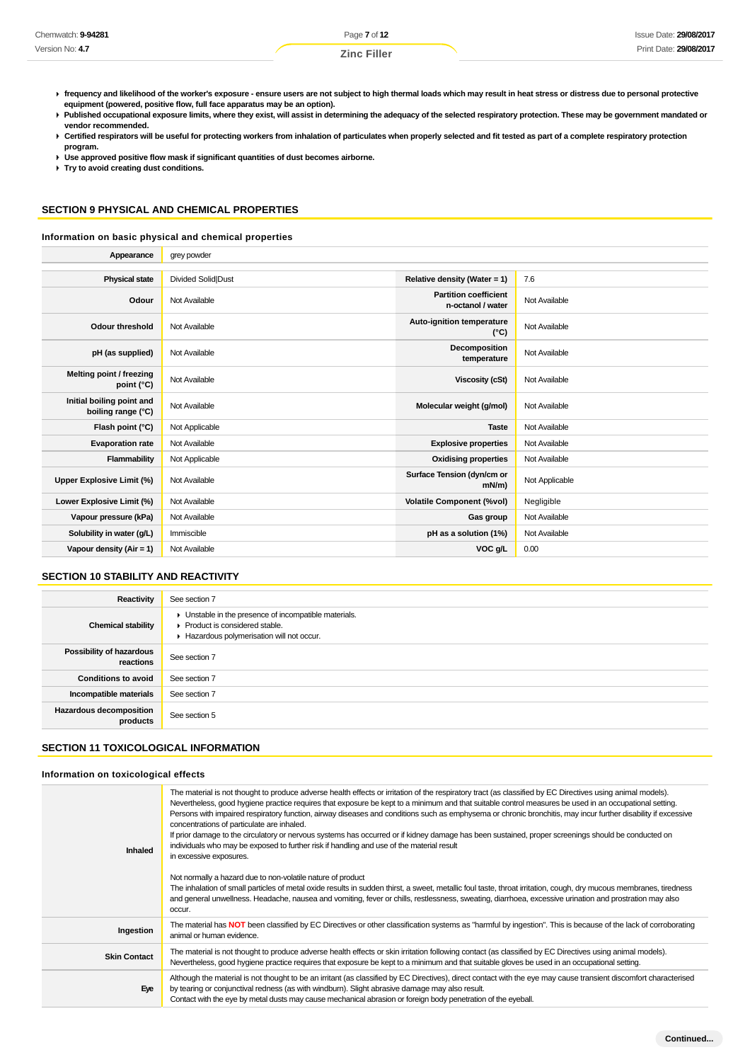- **frequency and likelihood of the worker's exposure - ensure users are not subject to high thermal loads which may result in heat stress or distress due to personal protective equipment (powered, positive flow, full face apparatus may be an option).**
- **Published occupational exposure limits, where they exist, will assist in determining the adequacy of the selected respiratory protection. These may be government mandated or vendor recommended.**
- **Certified respirators will be useful for protecting workers from inhalation of particulates when properly selected and fit tested as part of a complete respiratory protection program.**
- **Use approved positive flow mask if significant quantities of dust becomes airborne.**
- **Try to avoid creating dust conditions.**

## SECTION 9 PHYSICAL AND CHEMICAL PROPERTIES

### Information on basic physical and chemical properties

| **Appearance** | grey powder | | |
|---|---|---|---|
| **Physical state** | Divided Solid\|Dust | **Relative density (Water = 1)** | 7.6 |
| **Odour** | Not Available | **Partition coefficient n-octanol / water** | Not Available |
| **Odour threshold** | Not Available | **Auto-ignition temperature (°C)** | Not Available |
| **pH (as supplied)** | Not Available | **Decomposition temperature** | Not Available |
| **Melting point / freezing point (°C)** | Not Available | **Viscosity (cSt)** | Not Available |
| **Initial boiling point and boiling range (°C)** | Not Available | **Molecular weight (g/mol)** | Not Available |
| **Flash point (°C)** | Not Applicable | **Taste** | Not Available |
| **Evaporation rate** | Not Available | **Explosive properties** | Not Available |
| **Flammability** | Not Applicable | **Oxidising properties** | Not Available |
| **Upper Explosive Limit (%)** | Not Available | **Surface Tension (dyn/cm or mN/m)** | Not Applicable |
| **Lower Explosive Limit (%)** | Not Available | **Volatile Component (%vol)** | Negligible |
| **Vapour pressure (kPa)** | Not Available | **Gas group** | Not Available |
| **Solubility in water (g/L)** | Immiscible | **pH as a solution (1%)** | Not Available |
| **Vapour density (Air = 1)** | Not Available | **VOC g/L** | 0.00 |

## SECTION 10 STABILITY AND REACTIVITY

| | |
|---|---|
| **Reactivity** | See section 7 |
| **Chemical stability** | - Unstable in the presence of incompatible materials.<br>- Product is considered stable.<br>- Hazardous polymerisation will not occur. |
| **Possibility of hazardous reactions** | See section 7 |
| **Conditions to avoid** | See section 7 |
| **Incompatible materials** | See section 7 |
| **Hazardous decomposition products** | See section 5 |

## SECTION 11 TOXICOLOGICAL INFORMATION

### Information on toxicological effects

| | |
|---|---|
| **Inhaled** | The material is not thought to produce adverse health effects or irritation of the respiratory tract (as classified by EC Directives using animal models). Nevertheless, good hygiene practice requires that exposure be kept to a minimum and that suitable control measures be used in an occupational setting.<br>Persons with impaired respiratory function, airway diseases and conditions such as emphysema or chronic bronchitis, may incur further disability if excessive concentrations of particulate are inhaled.<br>If prior damage to the circulatory or nervous systems has occurred or if kidney damage has been sustained, proper screenings should be conducted on individuals who may be exposed to further risk if handling and use of the material result in excessive exposures.<br><br>Not normally a hazard due to non-volatile nature of product<br>The inhalation of small particles of metal oxide results in sudden thirst, a sweet, metallic foul taste, throat irritation, cough, dry mucous membranes, tiredness and general unwellness. Headache, nausea and vomiting, fever or chills, restlessness, sweating, diarrhoea, excessive urination and prostration may also occur. |
| **Ingestion** | The material has **NOT** been classified by EC Directives or other classification systems as "harmful by ingestion". This is because of the lack of corroborating animal or human evidence. |
| **Skin Contact** | The material is not thought to produce adverse health effects or skin irritation following contact (as classified by EC Directives using animal models). Nevertheless, good hygiene practice requires that exposure be kept to a minimum and that suitable gloves be used in an occupational setting. |
| **Eye** | Although the material is not thought to be an irritant (as classified by EC Directives), direct contact with the eye may cause transient discomfort characterised by tearing or conjunctival redness (as with windburn). Slight abrasive damage may also result.<br>Contact with the eye by metal dusts may cause mechanical abrasion or foreign body penetration of the eyeball. |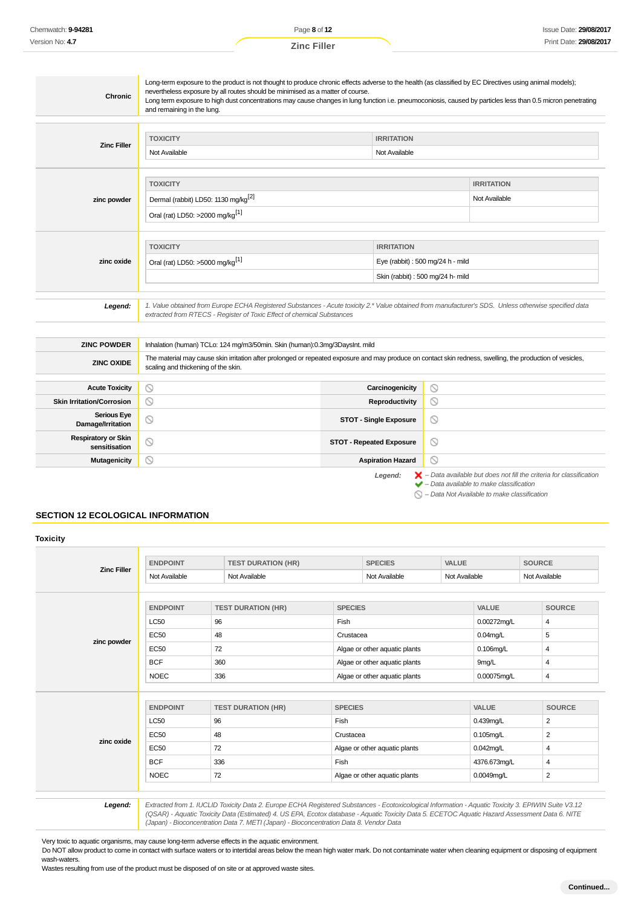| | |
|---|---|
| **Chronic** | Long-term exposure to the product is not thought to produce chronic effects adverse to the health (as classified by EC Directives using animal models); nevertheless exposure by all routes should be minimised as a matter of course.<br>Long term exposure to high dust concentrations may cause changes in lung function i.e. pneumoconiosis, caused by particles less than 0.5 micron penetrating and remaining in the lung. |

**Zinc Filler**

| TOXICITY | IRRITATION |
|---|---|
| Not Available | Not Available |

**zinc powder**

| TOXICITY | IRRITATION |
|---|---|
| Dermal (rabbit) LD50: 1130 mg/kg[2] | Not Available |
| Oral (rat) LD50: >2000 mg/kg[1] | |

**zinc oxide**

| TOXICITY | IRRITATION |
|---|---|
| Oral (rat) LD50: >5000 mg/kg[1] | Eye (rabbit) : 500 mg/24 h - mild |
| | Skin (rabbit) : 500 mg/24 h- mild |

**Legend:** *1. Value obtained from Europe ECHA Registered Substances - Acute toxicity 2.* Value obtained from manufacturer's SDS. Unless otherwise specified data extracted from RTECS - Register of Toxic Effect of chemical Substances*

| | |
|---|---|
| **ZINC POWDER** | Inhalation (human) TCLo: 124 mg/m3/50min. Skin (human):0.3mg/3DaysInt. mild |
| **ZINC OXIDE** | The material may cause skin irritation after prolonged or repeated exposure and may produce on contact skin redness, swelling, the production of vesicles, scaling and thickening of the skin. |

| | | | |
|---|---|---|---|
| **Acute Toxicity** | ⃠ | **Carcinogenicity** | ⃠ |
| **Skin Irritation/Corrosion** | ⃠ | **Reproductivity** | ⃠ |
| **Serious Eye Damage/Irritation** | ⃠ | **STOT - Single Exposure** | ⃠ |
| **Respiratory or Skin sensitisation** | ⃠ | **STOT - Repeated Exposure** | ⃠ |
| **Mutagenicity** | ⃠ | **Aspiration Hazard** | ⃠ |

**Legend:**
- ✘ *– Data available but does not fill the criteria for classification*
- ✔ *– Data available to make classification*
- ⃠ *– Data Not Available to make classification*

## SECTION 12 ECOLOGICAL INFORMATION

### Toxicity

**Zinc Filler**

| ENDPOINT | TEST DURATION (HR) | SPECIES | VALUE | SOURCE |
|---|---|---|---|---|
| Not Available | Not Available | Not Available | Not Available | Not Available |

**zinc powder**

| ENDPOINT | TEST DURATION (HR) | SPECIES | VALUE | SOURCE |
|---|---|---|---|---|
| LC50 | 96 | Fish | 0.00272mg/L | 4 |
| EC50 | 48 | Crustacea | 0.04mg/L | 5 |
| EC50 | 72 | Algae or other aquatic plants | 0.106mg/L | 4 |
| BCF | 360 | Algae or other aquatic plants | 9mg/L | 4 |
| NOEC | 336 | Algae or other aquatic plants | 0.00075mg/L | 4 |

**zinc oxide**

| ENDPOINT | TEST DURATION (HR) | SPECIES | VALUE | SOURCE |
|---|---|---|---|---|
| LC50 | 96 | Fish | 0.439mg/L | 2 |
| EC50 | 48 | Crustacea | 0.105mg/L | 2 |
| EC50 | 72 | Algae or other aquatic plants | 0.042mg/L | 4 |
| BCF | 336 | Fish | 4376.673mg/L | 4 |
| NOEC | 72 | Algae or other aquatic plants | 0.0049mg/L | 2 |

**Legend:** *Extracted from 1. IUCLID Toxicity Data 2. Europe ECHA Registered Substances - Ecotoxicological Information - Aquatic Toxicity 3. EPIWIN Suite V3.12 (QSAR) - Aquatic Toxicity Data (Estimated) 4. US EPA, Ecotox database - Aquatic Toxicity Data 5. ECETOC Aquatic Hazard Assessment Data 6. NITE (Japan) - Bioconcentration Data 7. METI (Japan) - Bioconcentration Data 8. Vendor Data*

Very toxic to aquatic organisms, may cause long-term adverse effects in the aquatic environment.
Do NOT allow product to come in contact with surface waters or to intertidal areas below the mean high water mark. Do not contaminate water when cleaning equipment or disposing of equipment wash-waters.
Wastes resulting from use of the product must be disposed of on site or at approved waste sites.

**Continued...**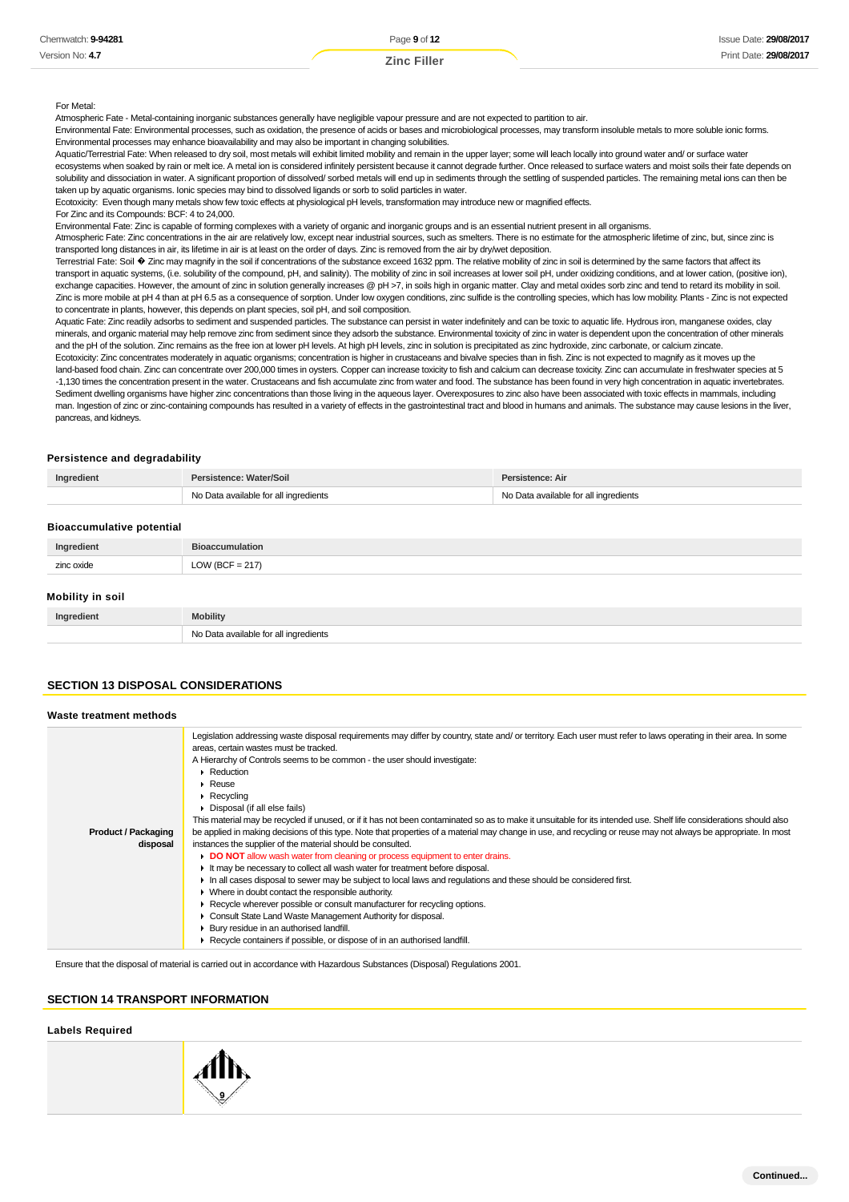For Metal:

Atmospheric Fate - Metal-containing inorganic substances generally have negligible vapour pressure and are not expected to partition to air.

Environmental Fate: Environmental processes, such as oxidation, the presence of acids or bases and microbiological processes, may transform insoluble metals to more soluble ionic forms. Environmental processes may enhance bioavailability and may also be important in changing solubilities.

Aquatic/Terrestrial Fate: When released to dry soil, most metals will exhibit limited mobility and remain in the upper layer; some will leach locally into ground water and/ or surface water ecosystems when soaked by rain or melt ice. A metal ion is considered infinitely persistent because it cannot degrade further. Once released to surface waters and moist soils their fate depends on solubility and dissociation in water. A significant proportion of dissolved/ sorbed metals will end up in sediments through the settling of suspended particles. The remaining metal ions can then be taken up by aquatic organisms. Ionic species may bind to dissolved ligands or sorb to solid particles in water.

Ecotoxicity: Even though many metals show few toxic effects at physiological pH levels, transformation may introduce new or magnified effects.

For Zinc and its Compounds: BCF: 4 to 24,000.

Environmental Fate: Zinc is capable of forming complexes with a variety of organic and inorganic groups and is an essential nutrient present in all organisms.

Atmospheric Fate: Zinc concentrations in the air are relatively low, except near industrial sources, such as smelters. There is no estimate for the atmospheric lifetime of zinc, but, since zinc is transported long distances in air, its lifetime in air is at least on the order of days. Zinc is removed from the air by dry/wet deposition.

Terrestrial Fate: Soil � Zinc may magnify in the soil if concentrations of the substance exceed 1632 ppm. The relative mobility of zinc in soil is determined by the same factors that affect its transport in aquatic systems, (i.e. solubility of the compound, pH, and salinity). The mobility of zinc in soil increases at lower soil pH, under oxidizing conditions, and at lower cation, (positive ion), exchange capacities. However, the amount of zinc in solution generally increases @ pH >7, in soils high in organic matter. Clay and metal oxides sorb zinc and tend to retard its mobility in soil. Zinc is more mobile at pH 4 than at pH 6.5 as a consequence of sorption. Under low oxygen conditions, zinc sulfide is the controlling species, which has low mobility. Plants - Zinc is not expected to concentrate in plants, however, this depends on plant species, soil pH, and soil composition.

Aquatic Fate: Zinc readily adsorbs to sediment and suspended particles. The substance can persist in water indefinitely and can be toxic to aquatic life. Hydrous iron, manganese oxides, clay minerals, and organic material may help remove zinc from sediment since they adsorb the substance. Environmental toxicity of zinc in water is dependent upon the concentration of other minerals and the pH of the solution. Zinc remains as the free ion at lower pH levels. At high pH levels, zinc in solution is precipitated as zinc hydroxide, zinc carbonate, or calcium zincate.

Ecotoxicity: Zinc concentrates moderately in aquatic organisms; concentration is higher in crustaceans and bivalve species than in fish. Zinc is not expected to magnify as it moves up the land-based food chain. Zinc can concentrate over 200,000 times in oysters. Copper can increase toxicity to fish and calcium can decrease toxicity. Zinc can accumulate in freshwater species at 5 -1,130 times the concentration present in the water. Crustaceans and fish accumulate zinc from water and food. The substance has been found in very high concentration in aquatic invertebrates. Sediment dwelling organisms have higher zinc concentrations than those living in the aqueous layer. Overexposures to zinc also have been associated with toxic effects in mammals, including man. Ingestion of zinc or zinc-containing compounds has resulted in a variety of effects in the gastrointestinal tract and blood in humans and animals. The substance may cause lesions in the liver, pancreas, and kidneys.

### Persistence and degradability

| Ingredient | Persistence: Water/Soil | Persistence: Air |
|---|---|---|
| | No Data available for all ingredients | No Data available for all ingredients |

### Bioaccumulative potential

| Ingredient | Bioaccumulation |
|---|---|
| zinc oxide | LOW (BCF = 217) |

### Mobility in soil

| Ingredient | Mobility |
|---|---|
| | No Data available for all ingredients |

## SECTION 13 DISPOSAL CONSIDERATIONS

### Waste treatment methods

| | |
|---|---|
| **Product / Packaging disposal** | Legislation addressing waste disposal requirements may differ by country, state and/ or territory. Each user must refer to laws operating in their area. In some areas, certain wastes must be tracked.<br>A Hierarchy of Controls seems to be common - the user should investigate:<br>▸ Reduction<br>▸ Reuse<br>▸ Recycling<br>▸ Disposal (if all else fails)<br>This material may be recycled if unused, or if it has not been contaminated so as to make it unsuitable for its intended use. Shelf life considerations should also be applied in making decisions of this type. Note that properties of a material may change in use, and recycling or reuse may not always be appropriate. In most instances the supplier of the material should be consulted.<br>▸ **DO NOT** allow wash water from cleaning or process equipment to enter drains.<br>▸ It may be necessary to collect all wash water for treatment before disposal.<br>▸ In all cases disposal to sewer may be subject to local laws and regulations and these should be considered first.<br>▸ Where in doubt contact the responsible authority.<br>▸ Recycle wherever possible or consult manufacturer for recycling options.<br>▸ Consult State Land Waste Management Authority for disposal.<br>▸ Bury residue in an authorised landfill.<br>▸ Recycle containers if possible, or dispose of in an authorised landfill. |

Ensure that the disposal of material is carried out in accordance with Hazardous Substances (Disposal) Regulations 2001.

## SECTION 14 TRANSPORT INFORMATION

### Labels Required

| | |
|---|---|
| | 9 |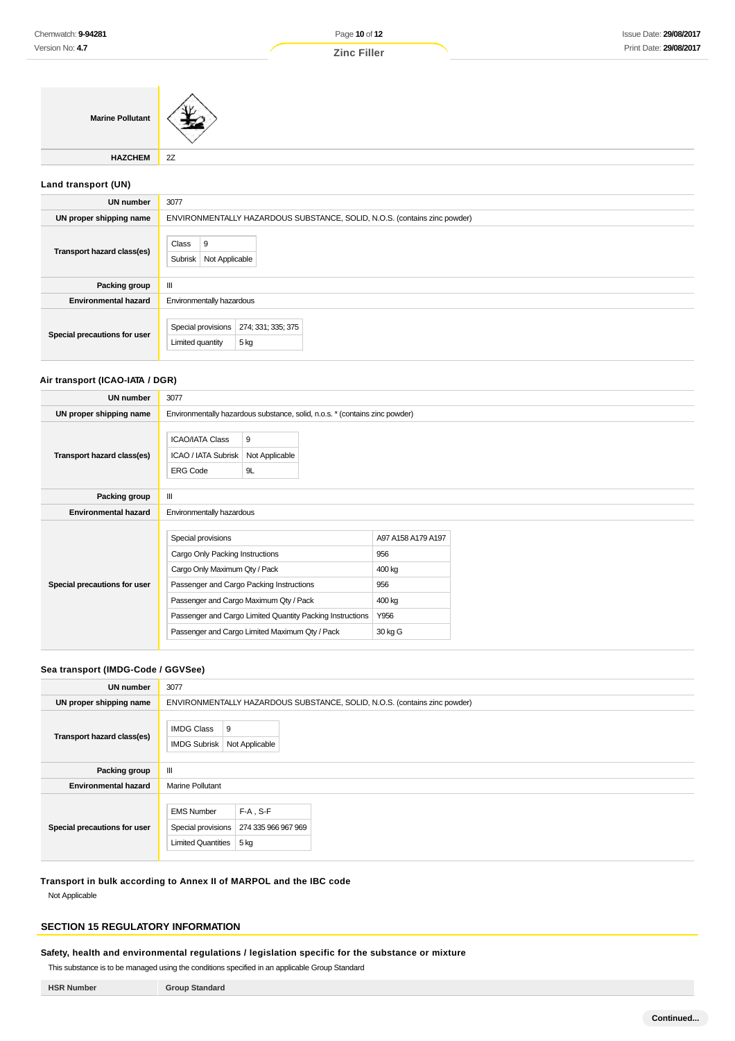| | |
|---|---|
| **Marine Pollutant** | |
| **HAZCHEM** | 2Z |

### Land transport (UN)

| | |
|---|---|
| **UN number** | 3077 |
| **UN proper shipping name** | ENVIRONMENTALLY HAZARDOUS SUBSTANCE, SOLID, N.O.S. (contains zinc powder) |
| **Transport hazard class(es)** | Class: 9; Subrisk: Not Applicable |
| **Packing group** | III |
| **Environmental hazard** | Environmentally hazardous |
| **Special precautions for user** | Special provisions: 274; 331; 335; 375; Limited quantity: 5 kg |

### Air transport (ICAO-IATA / DGR)

| | |
|---|---|
| **UN number** | 3077 |
| **UN proper shipping name** | Environmentally hazardous substance, solid, n.o.s. * (contains zinc powder) |
| **Transport hazard class(es)** | ICAO/IATA Class: 9; ICAO / IATA Subrisk: Not Applicable; ERG Code: 9L |
| **Packing group** | III |
| **Environmental hazard** | Environmentally hazardous |
| **Special precautions for user** | Special provisions: A97 A158 A179 A197; Cargo Only Packing Instructions: 956; Cargo Only Maximum Qty / Pack: 400 kg; Passenger and Cargo Packing Instructions: 956; Passenger and Cargo Maximum Qty / Pack: 400 kg; Passenger and Cargo Limited Quantity Packing Instructions: Y956; Passenger and Cargo Limited Maximum Qty / Pack: 30 kg G |

### Sea transport (IMDG-Code / GGVSee)

| | |
|---|---|
| **UN number** | 3077 |
| **UN proper shipping name** | ENVIRONMENTALLY HAZARDOUS SUBSTANCE, SOLID, N.O.S. (contains zinc powder) |
| **Transport hazard class(es)** | IMDG Class: 9; IMDG Subrisk: Not Applicable |
| **Packing group** | III |
| **Environmental hazard** | Marine Pollutant |
| **Special precautions for user** | EMS Number: F-A , S-F; Special provisions: 274 335 966 967 969; Limited Quantities: 5 kg |

### Transport in bulk according to Annex II of MARPOL and the IBC code

Not Applicable

## SECTION 15 REGULATORY INFORMATION

### Safety, health and environmental regulations / legislation specific for the substance or mixture

This substance is to be managed using the conditions specified in an applicable Group Standard

| HSR Number | Group Standard |
|---|---|

Continued...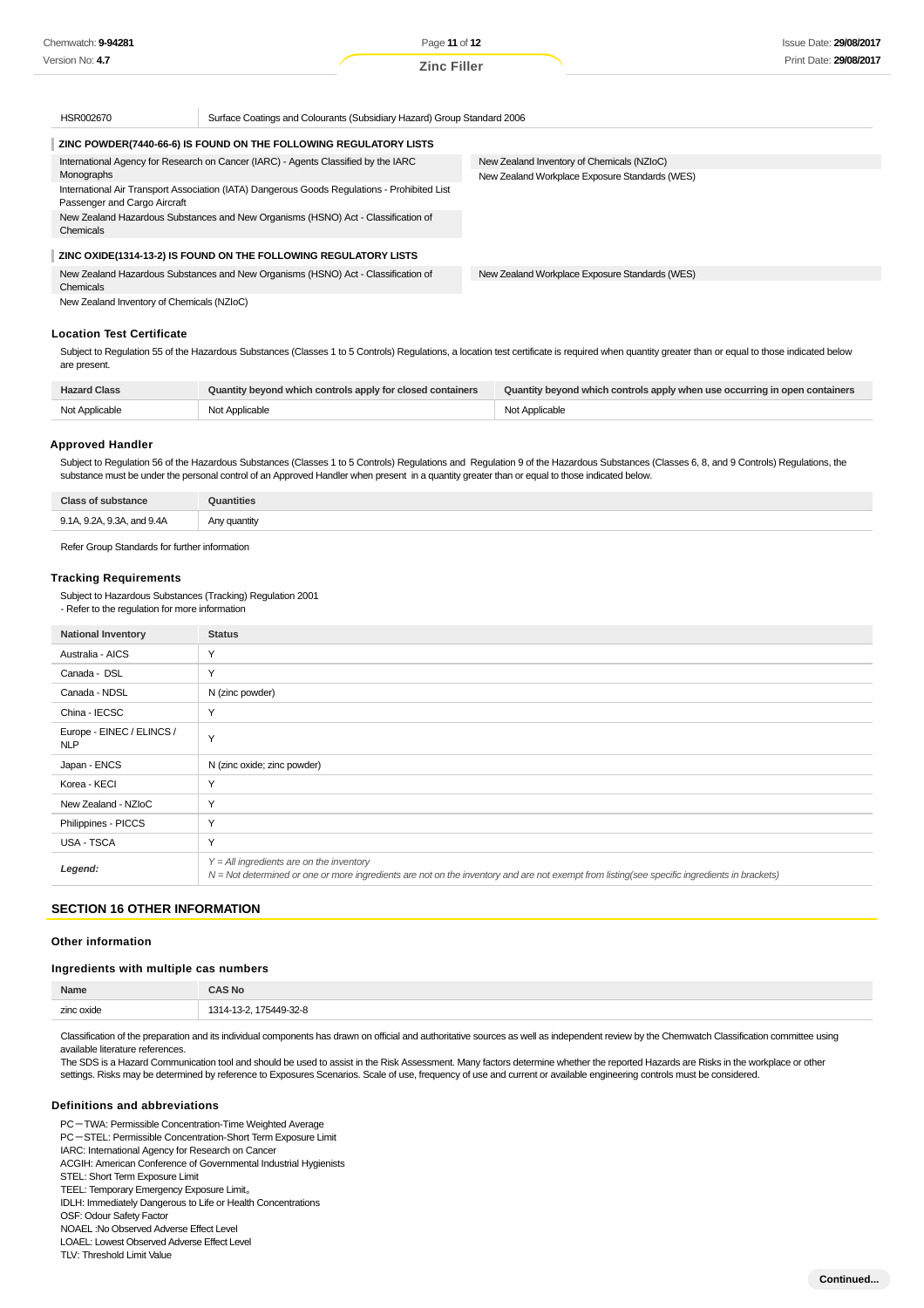| HSR002670 | Surface Coatings and Colourants (Subsidiary Hazard) Group Standard 2006 |
|---|---|

**ZINC POWDER(7440-66-6) IS FOUND ON THE FOLLOWING REGULATORY LISTS**

| | |
|---|---|
| International Agency for Research on Cancer (IARC) - Agents Classified by the IARC Monographs | New Zealand Inventory of Chemicals (NZIoC) |
| International Air Transport Association (IATA) Dangerous Goods Regulations - Prohibited List Passenger and Cargo Aircraft | New Zealand Workplace Exposure Standards (WES) |
| New Zealand Hazardous Substances and New Organisms (HSNO) Act - Classification of Chemicals | |

**ZINC OXIDE(1314-13-2) IS FOUND ON THE FOLLOWING REGULATORY LISTS**

| | |
|---|---|
| New Zealand Hazardous Substances and New Organisms (HSNO) Act - Classification of Chemicals | New Zealand Workplace Exposure Standards (WES) |
| New Zealand Inventory of Chemicals (NZIoC) | |

### Location Test Certificate

Subject to Regulation 55 of the Hazardous Substances (Classes 1 to 5 Controls) Regulations, a location test certificate is required when quantity greater than or equal to those indicated below are present.

| Hazard Class | Quantity beyond which controls apply for closed containers | Quantity beyond which controls apply when use occurring in open containers |
|---|---|---|
| Not Applicable | Not Applicable | Not Applicable |

### Approved Handler

Subject to Regulation 56 of the Hazardous Substances (Classes 1 to 5 Controls) Regulations and Regulation 9 of the Hazardous Substances (Classes 6, 8, and 9 Controls) Regulations, the substance must be under the personal control of an Approved Handler when present in a quantity greater than or equal to those indicated below.

| Class of substance | Quantities |
|---|---|
| 9.1A, 9.2A, 9.3A, and 9.4A | Any quantity |

Refer Group Standards for further information

### Tracking Requirements

Subject to Hazardous Substances (Tracking) Regulation 2001
- Refer to the regulation for more information

| National Inventory | Status |
|---|---|
| Australia - AICS | Y |
| Canada - DSL | Y |
| Canada - NDSL | N (zinc powder) |
| China - IECSC | Y |
| Europe - EINEC / ELINCS / NLP | Y |
| Japan - ENCS | N (zinc oxide; zinc powder) |
| Korea - KECI | Y |
| New Zealand - NZIoC | Y |
| Philippines - PICCS | Y |
| USA - TSCA | Y |
| ***Legend:*** | *Y = All ingredients are on the inventory*<br>*N = Not determined or one or more ingredients are not on the inventory and are not exempt from listing(see specific ingredients in brackets)* |

## SECTION 16 OTHER INFORMATION

### Other information

### Ingredients with multiple cas numbers

| Name | CAS No |
|---|---|
| zinc oxide | 1314-13-2, 175449-32-8 |

Classification of the preparation and its individual components has drawn on official and authoritative sources as well as independent review by the Chemwatch Classification committee using available literature references.

The SDS is a Hazard Communication tool and should be used to assist in the Risk Assessment. Many factors determine whether the reported Hazards are Risks in the workplace or other settings. Risks may be determined by reference to Exposures Scenarios. Scale of use, frequency of use and current or available engineering controls must be considered.

### Definitions and abbreviations

PC－TWA: Permissible Concentration-Time Weighted Average
PC－STEL: Permissible Concentration-Short Term Exposure Limit
IARC: International Agency for Research on Cancer
ACGIH: American Conference of Governmental Industrial Hygienists
STEL: Short Term Exposure Limit
TEEL: Temporary Emergency Exposure Limit。
IDLH: Immediately Dangerous to Life or Health Concentrations
OSF: Odour Safety Factor
NOAEL :No Observed Adverse Effect Level
LOAEL: Lowest Observed Adverse Effect Level
TLV: Threshold Limit Value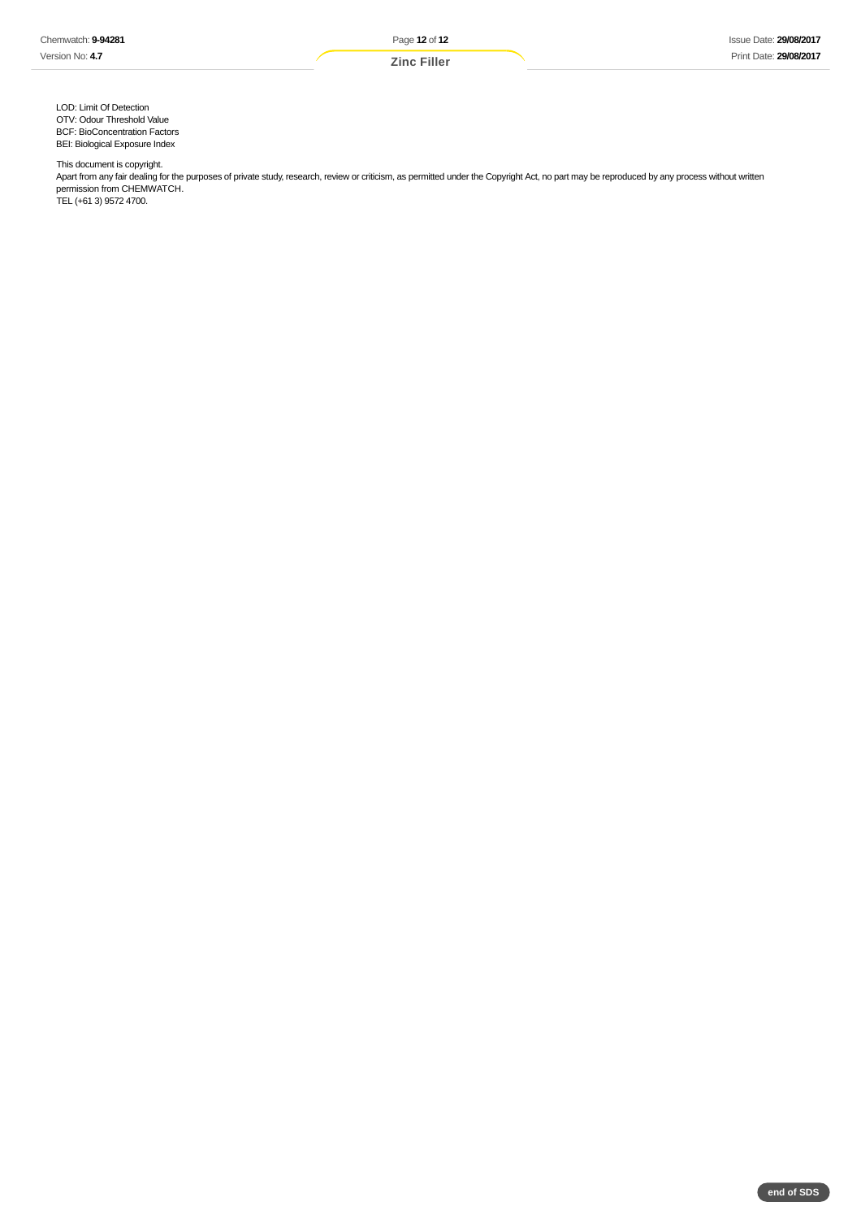LOD: Limit Of Detection
OTV: Odour Threshold Value
BCF: BioConcentration Factors
BEI: Biological Exposure Index

This document is copyright.
Apart from any fair dealing for the purposes of private study, research, review or criticism, as permitted under the Copyright Act, no part may be reproduced by any process without written permission from CHEMWATCH.
TEL (+61 3) 9572 4700.

**end of SDS**